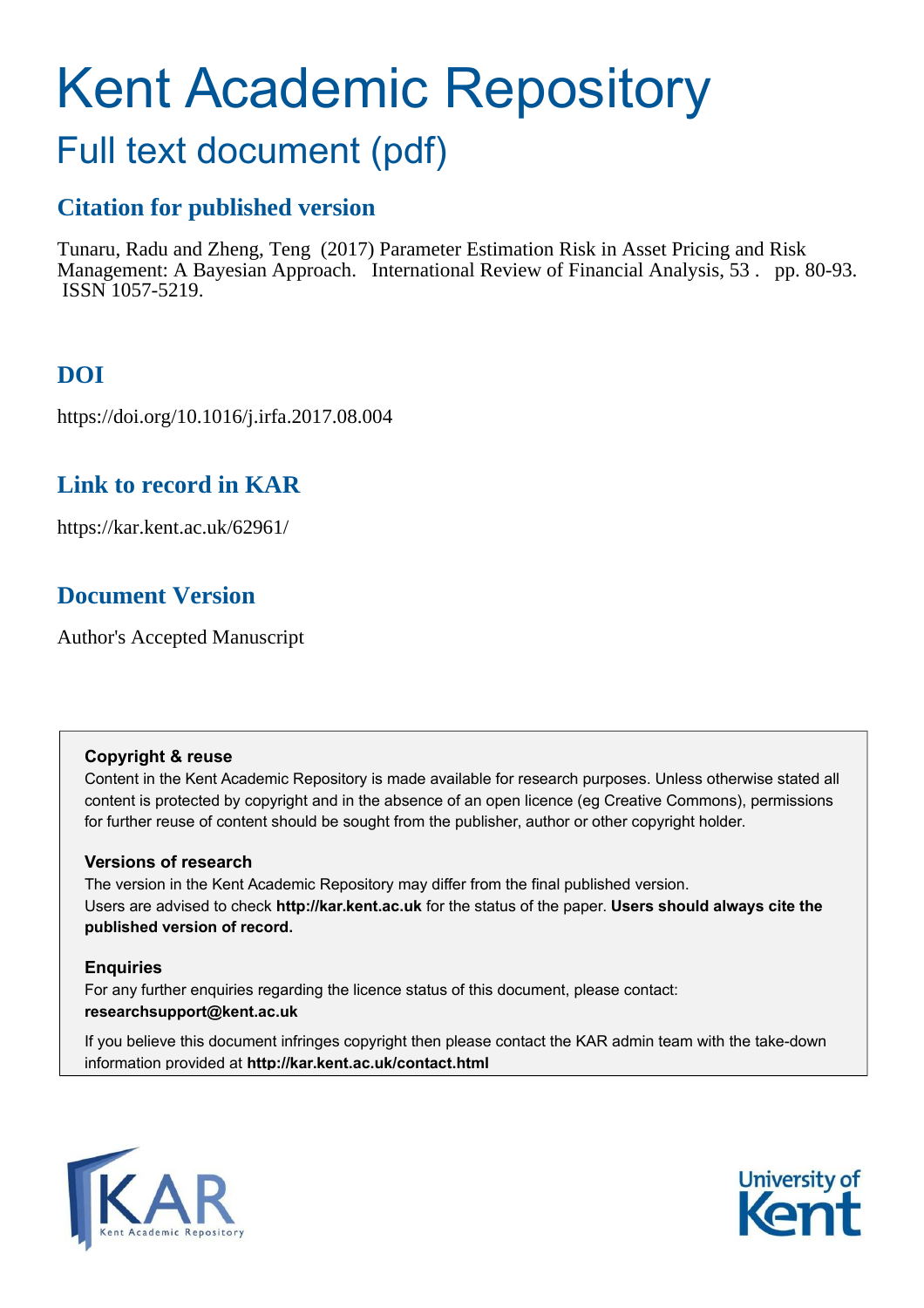# Kent Academic Repository

## Full text document (pdf)

### Citation for published version

Tunaru, Radu and Zheng, Teng (2017) Parameter Estimation Risk in Asset Pricing and Risk Management: A Bayesian Approach. International Review of Financial Analysis, 53 . pp. 80-93. ISSN 1057-5219.

### DOI

https://doi.org/10.1016/j.irfa.2017.08.004

### Link to record in KAR

https://kar.kent.ac.uk/62961/

### Document Version

Author's Accepted Manuscript

**Copyright & reuse**

Content in the Kent Academic Repository is made available for research purposes. Unless otherwise stated all content is protected by copyright and in the absence of an open licence (eg Creative Commons), permissions for further reuse of content should be sought from the publisher, author or other copyright holder.

**Versions of research**

The version in the Kent Academic Repository may differ from the final published version. Users are advised to check **http://kar.kent.ac.uk** for the status of the paper. **Users should always cite the published version of record.**

**Enquiries**

For any further enquiries regarding the licence status of this document, please contact: **researchsupport@kent.ac.uk**

If you believe this document infringes copyright then please contact the KAR admin team with the take-down information provided at **http://kar.kent.ac.uk/contact.html**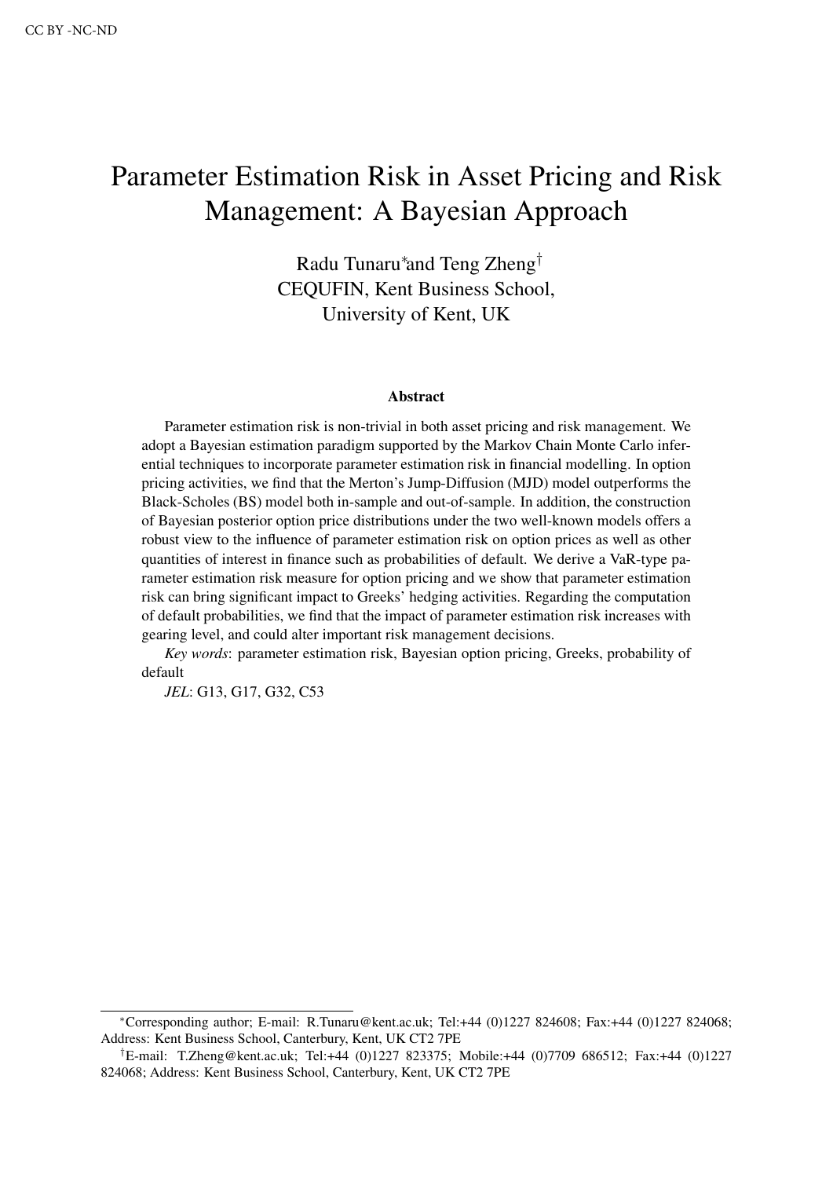CC BY -NC-ND

# Parameter Estimation Risk in Asset Pricing and Risk Management: A Bayesian Approach

Radu Tunaru*and Teng Zheng†
CEQUFIN, Kent Business School,
University of Kent, UK

### Abstract

Parameter estimation risk is non-trivial in both asset pricing and risk management. We adopt a Bayesian estimation paradigm supported by the Markov Chain Monte Carlo inferential techniques to incorporate parameter estimation risk in financial modelling. In option pricing activities, we find that the Merton's Jump-Diffusion (MJD) model outperforms the Black-Scholes (BS) model both in-sample and out-of-sample. In addition, the construction of Bayesian posterior option price distributions under the two well-known models offers a robust view to the influence of parameter estimation risk on option prices as well as other quantities of interest in finance such as probabilities of default. We derive a VaR-type parameter estimation risk measure for option pricing and we show that parameter estimation risk can bring significant impact to Greeks' hedging activities. Regarding the computation of default probabilities, we find that the impact of parameter estimation risk increases with gearing level, and could alter important risk management decisions.

*Key words*: parameter estimation risk, Bayesian option pricing, Greeks, probability of default

*JEL*: G13, G17, G32, C53

---

*Corresponding author; E-mail: R.Tunaru@kent.ac.uk; Tel:+44 (0)1227 824608; Fax:+44 (0)1227 824068; Address: Kent Business School, Canterbury, Kent, UK CT2 7PE

†E-mail: T.Zheng@kent.ac.uk; Tel:+44 (0)1227 823375; Mobile:+44 (0)7709 686512; Fax:+44 (0)1227 824068; Address: Kent Business School, Canterbury, Kent, UK CT2 7PE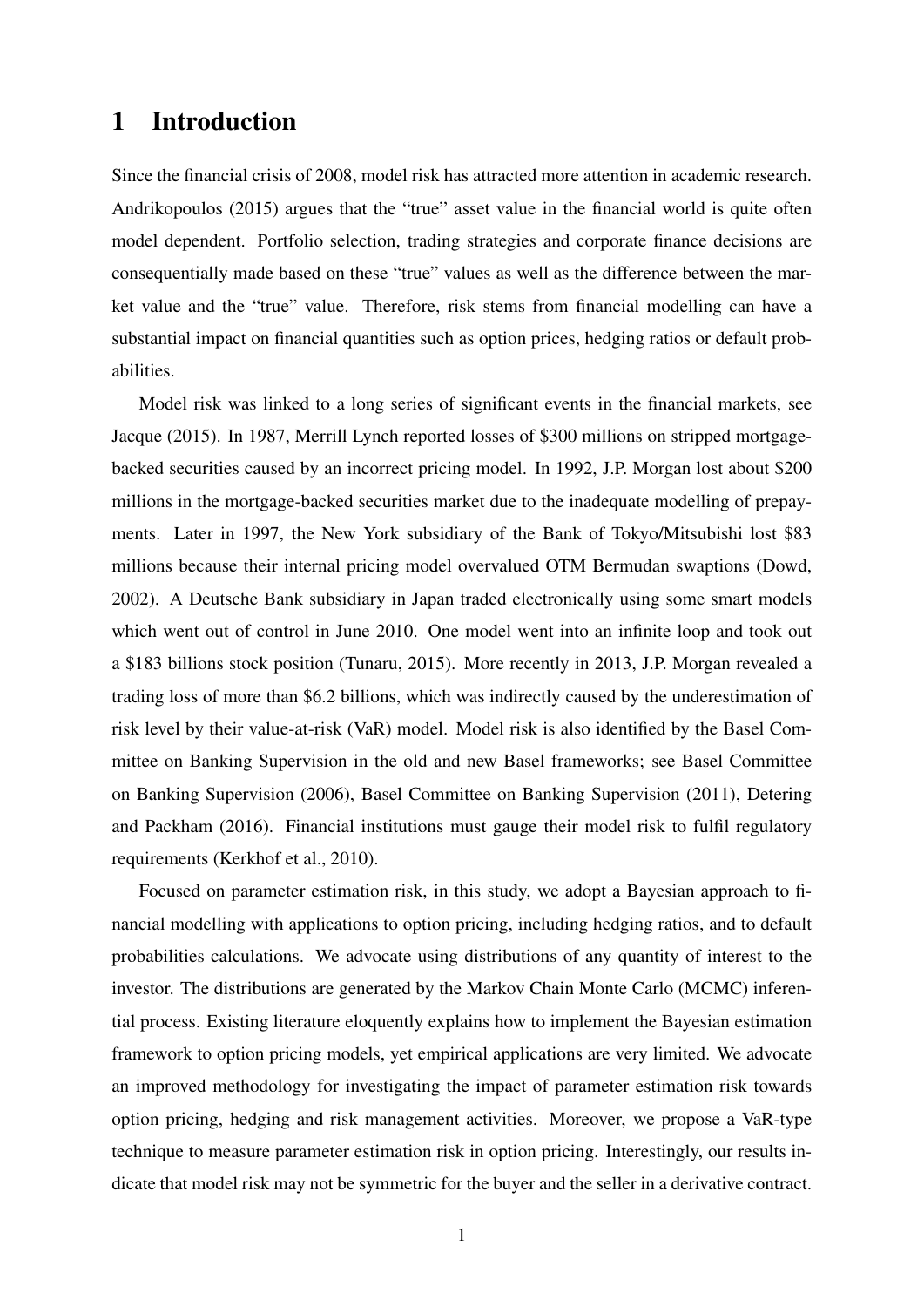# 1 Introduction

Since the financial crisis of 2008, model risk has attracted more attention in academic research. Andrikopoulos (2015) argues that the "true" asset value in the financial world is quite often model dependent. Portfolio selection, trading strategies and corporate finance decisions are consequentially made based on these "true" values as well as the difference between the market value and the "true" value. Therefore, risk stems from financial modelling can have a substantial impact on financial quantities such as option prices, hedging ratios or default probabilities.

Model risk was linked to a long series of significant events in the financial markets, see Jacque (2015). In 1987, Merrill Lynch reported losses of \$300 millions on stripped mortgage-backed securities caused by an incorrect pricing model. In 1992, J.P. Morgan lost about \$200 millions in the mortgage-backed securities market due to the inadequate modelling of prepayments. Later in 1997, the New York subsidiary of the Bank of Tokyo/Mitsubishi lost \$83 millions because their internal pricing model overvalued OTM Bermudan swaptions (Dowd, 2002). A Deutsche Bank subsidiary in Japan traded electronically using some smart models which went out of control in June 2010. One model went into an infinite loop and took out a \$183 billions stock position (Tunaru, 2015). More recently in 2013, J.P. Morgan revealed a trading loss of more than \$6.2 billions, which was indirectly caused by the underestimation of risk level by their value-at-risk (VaR) model. Model risk is also identified by the Basel Committee on Banking Supervision in the old and new Basel frameworks; see Basel Committee on Banking Supervision (2006), Basel Committee on Banking Supervision (2011), Detering and Packham (2016). Financial institutions must gauge their model risk to fulfil regulatory requirements (Kerkhof et al., 2010).

Focused on parameter estimation risk, in this study, we adopt a Bayesian approach to financial modelling with applications to option pricing, including hedging ratios, and to default probabilities calculations. We advocate using distributions of any quantity of interest to the investor. The distributions are generated by the Markov Chain Monte Carlo (MCMC) inferential process. Existing literature eloquently explains how to implement the Bayesian estimation framework to option pricing models, yet empirical applications are very limited. We advocate an improved methodology for investigating the impact of parameter estimation risk towards option pricing, hedging and risk management activities. Moreover, we propose a VaR-type technique to measure parameter estimation risk in option pricing. Interestingly, our results indicate that model risk may not be symmetric for the buyer and the seller in a derivative contract.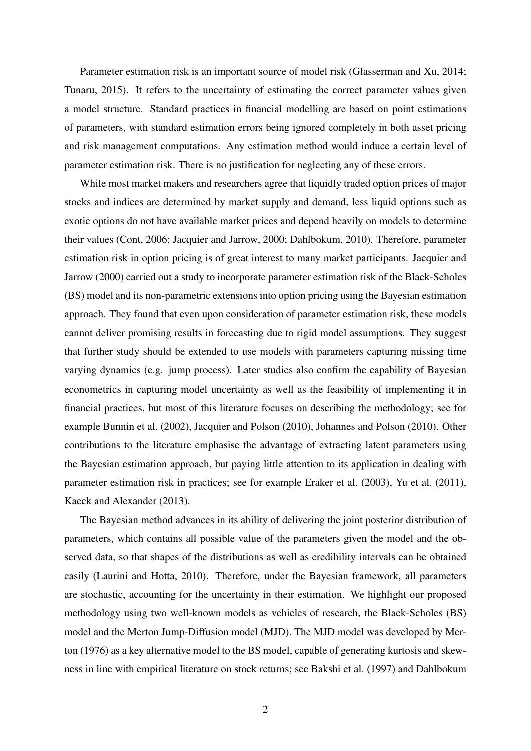Parameter estimation risk is an important source of model risk (Glasserman and Xu, 2014; Tunaru, 2015). It refers to the uncertainty of estimating the correct parameter values given a model structure. Standard practices in financial modelling are based on point estimations of parameters, with standard estimation errors being ignored completely in both asset pricing and risk management computations. Any estimation method would induce a certain level of parameter estimation risk. There is no justification for neglecting any of these errors.

While most market makers and researchers agree that liquidly traded option prices of major stocks and indices are determined by market supply and demand, less liquid options such as exotic options do not have available market prices and depend heavily on models to determine their values (Cont, 2006; Jacquier and Jarrow, 2000; Dahlbokum, 2010). Therefore, parameter estimation risk in option pricing is of great interest to many market participants. Jacquier and Jarrow (2000) carried out a study to incorporate parameter estimation risk of the Black-Scholes (BS) model and its non-parametric extensions into option pricing using the Bayesian estimation approach. They found that even upon consideration of parameter estimation risk, these models cannot deliver promising results in forecasting due to rigid model assumptions. They suggest that further study should be extended to use models with parameters capturing missing time varying dynamics (e.g. jump process). Later studies also confirm the capability of Bayesian econometrics in capturing model uncertainty as well as the feasibility of implementing it in financial practices, but most of this literature focuses on describing the methodology; see for example Bunnin et al. (2002), Jacquier and Polson (2010), Johannes and Polson (2010). Other contributions to the literature emphasise the advantage of extracting latent parameters using the Bayesian estimation approach, but paying little attention to its application in dealing with parameter estimation risk in practices; see for example Eraker et al. (2003), Yu et al. (2011), Kaeck and Alexander (2013).

The Bayesian method advances in its ability of delivering the joint posterior distribution of parameters, which contains all possible value of the parameters given the model and the observed data, so that shapes of the distributions as well as credibility intervals can be obtained easily (Laurini and Hotta, 2010). Therefore, under the Bayesian framework, all parameters are stochastic, accounting for the uncertainty in their estimation. We highlight our proposed methodology using two well-known models as vehicles of research, the Black-Scholes (BS) model and the Merton Jump-Diffusion model (MJD). The MJD model was developed by Merton (1976) as a key alternative model to the BS model, capable of generating kurtosis and skewness in line with empirical literature on stock returns; see Bakshi et al. (1997) and Dahlbokum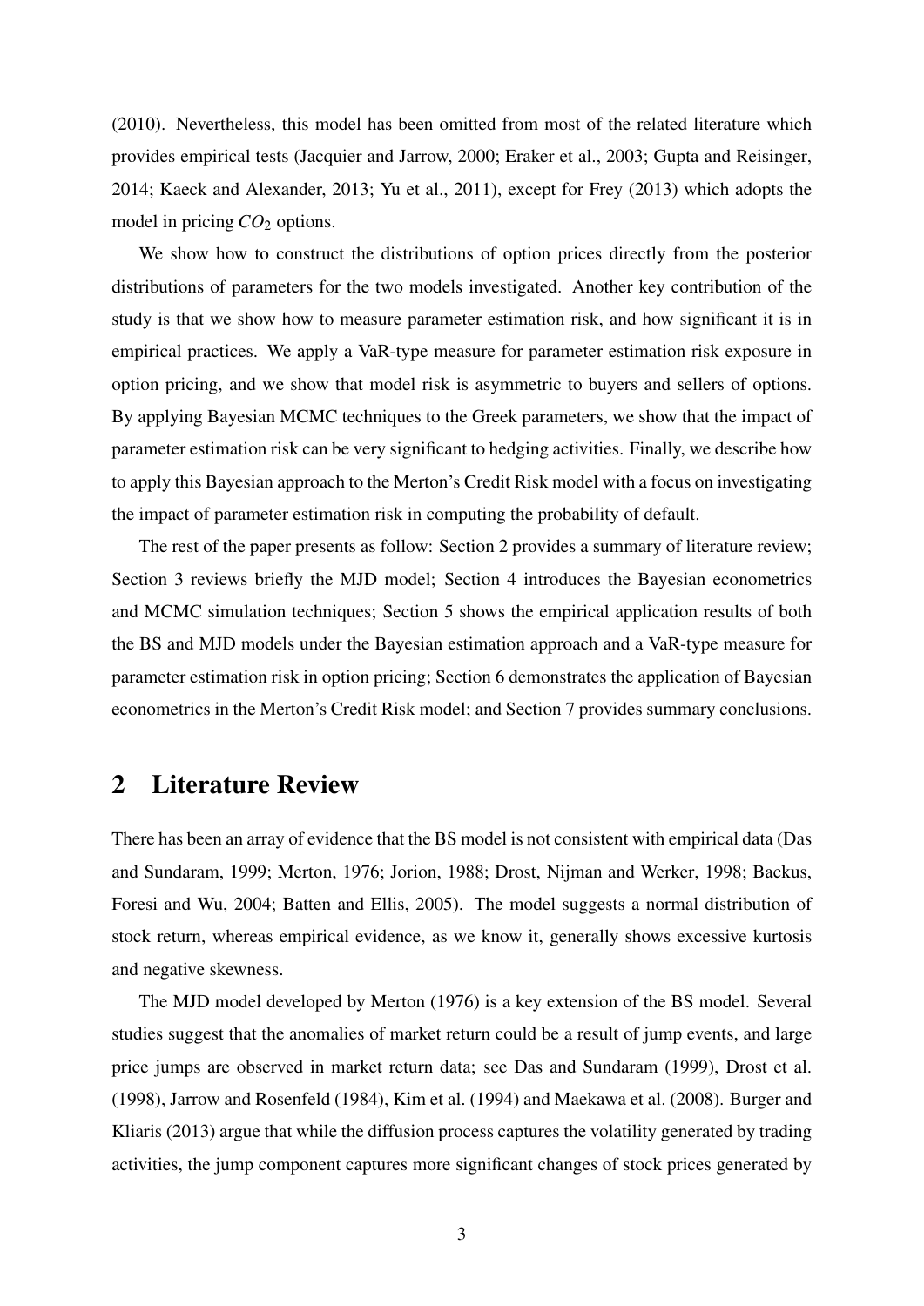(2010). Nevertheless, this model has been omitted from most of the related literature which provides empirical tests (Jacquier and Jarrow, 2000; Eraker et al., 2003; Gupta and Reisinger, 2014; Kaeck and Alexander, 2013; Yu et al., 2011), except for Frey (2013) which adopts the model in pricing $CO_2$ options.

We show how to construct the distributions of option prices directly from the posterior distributions of parameters for the two models investigated. Another key contribution of the study is that we show how to measure parameter estimation risk, and how significant it is in empirical practices. We apply a VaR-type measure for parameter estimation risk exposure in option pricing, and we show that model risk is asymmetric to buyers and sellers of options. By applying Bayesian MCMC techniques to the Greek parameters, we show that the impact of parameter estimation risk can be very significant to hedging activities. Finally, we describe how to apply this Bayesian approach to the Merton's Credit Risk model with a focus on investigating the impact of parameter estimation risk in computing the probability of default.

The rest of the paper presents as follow: Section 2 provides a summary of literature review; Section 3 reviews briefly the MJD model; Section 4 introduces the Bayesian econometrics and MCMC simulation techniques; Section 5 shows the empirical application results of both the BS and MJD models under the Bayesian estimation approach and a VaR-type measure for parameter estimation risk in option pricing; Section 6 demonstrates the application of Bayesian econometrics in the Merton's Credit Risk model; and Section 7 provides summary conclusions.

## 2 Literature Review

There has been an array of evidence that the BS model is not consistent with empirical data (Das and Sundaram, 1999; Merton, 1976; Jorion, 1988; Drost, Nijman and Werker, 1998; Backus, Foresi and Wu, 2004; Batten and Ellis, 2005). The model suggests a normal distribution of stock return, whereas empirical evidence, as we know it, generally shows excessive kurtosis and negative skewness.

The MJD model developed by Merton (1976) is a key extension of the BS model. Several studies suggest that the anomalies of market return could be a result of jump events, and large price jumps are observed in market return data; see Das and Sundaram (1999), Drost et al. (1998), Jarrow and Rosenfeld (1984), Kim et al. (1994) and Maekawa et al. (2008). Burger and Kliaris (2013) argue that while the diffusion process captures the volatility generated by trading activities, the jump component captures more significant changes of stock prices generated by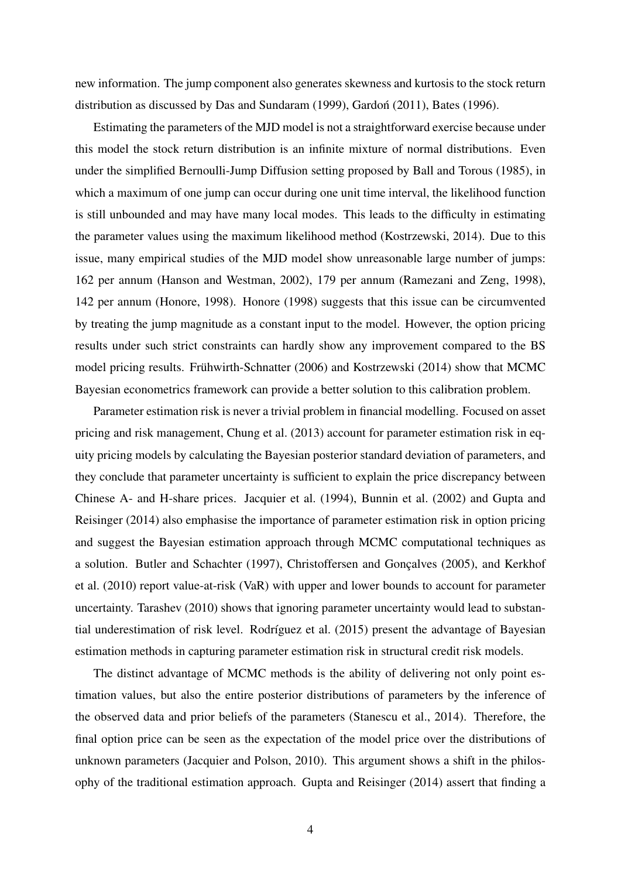new information. The jump component also generates skewness and kurtosis to the stock return distribution as discussed by Das and Sundaram (1999), Gardoń (2011), Bates (1996).

Estimating the parameters of the MJD model is not a straightforward exercise because under this model the stock return distribution is an infinite mixture of normal distributions. Even under the simplified Bernoulli-Jump Diffusion setting proposed by Ball and Torous (1985), in which a maximum of one jump can occur during one unit time interval, the likelihood function is still unbounded and may have many local modes. This leads to the difficulty in estimating the parameter values using the maximum likelihood method (Kostrzewski, 2014). Due to this issue, many empirical studies of the MJD model show unreasonable large number of jumps: 162 per annum (Hanson and Westman, 2002), 179 per annum (Ramezani and Zeng, 1998), 142 per annum (Honore, 1998). Honore (1998) suggests that this issue can be circumvented by treating the jump magnitude as a constant input to the model. However, the option pricing results under such strict constraints can hardly show any improvement compared to the BS model pricing results. Frühwirth-Schnatter (2006) and Kostrzewski (2014) show that MCMC Bayesian econometrics framework can provide a better solution to this calibration problem.

Parameter estimation risk is never a trivial problem in financial modelling. Focused on asset pricing and risk management, Chung et al. (2013) account for parameter estimation risk in equity pricing models by calculating the Bayesian posterior standard deviation of parameters, and they conclude that parameter uncertainty is sufficient to explain the price discrepancy between Chinese A- and H-share prices. Jacquier et al. (1994), Bunnin et al. (2002) and Gupta and Reisinger (2014) also emphasise the importance of parameter estimation risk in option pricing and suggest the Bayesian estimation approach through MCMC computational techniques as a solution. Butler and Schachter (1997), Christoffersen and Gonçalves (2005), and Kerkhof et al. (2010) report value-at-risk (VaR) with upper and lower bounds to account for parameter uncertainty. Tarashev (2010) shows that ignoring parameter uncertainty would lead to substantial underestimation of risk level. Rodríguez et al. (2015) present the advantage of Bayesian estimation methods in capturing parameter estimation risk in structural credit risk models.

The distinct advantage of MCMC methods is the ability of delivering not only point estimation values, but also the entire posterior distributions of parameters by the inference of the observed data and prior beliefs of the parameters (Stanescu et al., 2014). Therefore, the final option price can be seen as the expectation of the model price over the distributions of unknown parameters (Jacquier and Polson, 2010). This argument shows a shift in the philosophy of the traditional estimation approach. Gupta and Reisinger (2014) assert that finding a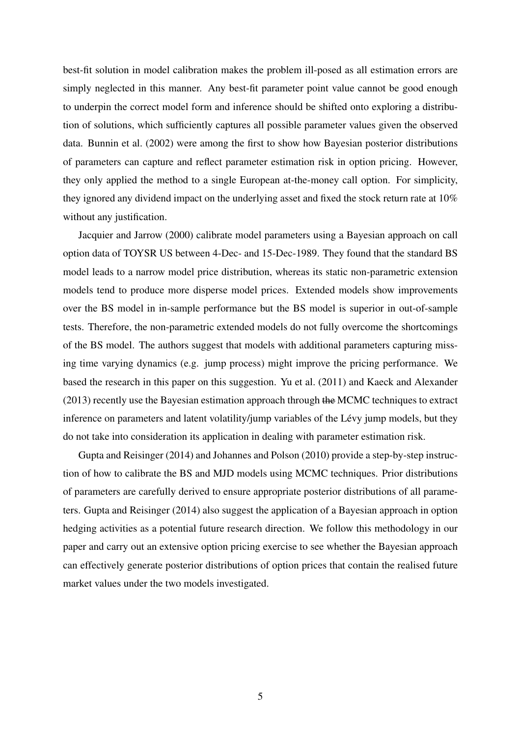best-fit solution in model calibration makes the problem ill-posed as all estimation errors are simply neglected in this manner. Any best-fit parameter point value cannot be good enough to underpin the correct model form and inference should be shifted onto exploring a distribution of solutions, which sufficiently captures all possible parameter values given the observed data. Bunnin et al. (2002) were among the first to show how Bayesian posterior distributions of parameters can capture and reflect parameter estimation risk in option pricing. However, they only applied the method to a single European at-the-money call option. For simplicity, they ignored any dividend impact on the underlying asset and fixed the stock return rate at 10% without any justification.

Jacquier and Jarrow (2000) calibrate model parameters using a Bayesian approach on call option data of TOYSR US between 4-Dec- and 15-Dec-1989. They found that the standard BS model leads to a narrow model price distribution, whereas its static non-parametric extension models tend to produce more disperse model prices. Extended models show improvements over the BS model in in-sample performance but the BS model is superior in out-of-sample tests. Therefore, the non-parametric extended models do not fully overcome the shortcomings of the BS model. The authors suggest that models with additional parameters capturing missing time varying dynamics (e.g. jump process) might improve the pricing performance. We based the research in this paper on this suggestion. Yu et al. (2011) and Kaeck and Alexander (2013) recently use the Bayesian estimation approach through ~~the~~ MCMC techniques to extract inference on parameters and latent volatility/jump variables of the Lévy jump models, but they do not take into consideration its application in dealing with parameter estimation risk.

Gupta and Reisinger (2014) and Johannes and Polson (2010) provide a step-by-step instruction of how to calibrate the BS and MJD models using MCMC techniques. Prior distributions of parameters are carefully derived to ensure appropriate posterior distributions of all parameters. Gupta and Reisinger (2014) also suggest the application of a Bayesian approach in option hedging activities as a potential future research direction. We follow this methodology in our paper and carry out an extensive option pricing exercise to see whether the Bayesian approach can effectively generate posterior distributions of option prices that contain the realised future market values under the two models investigated.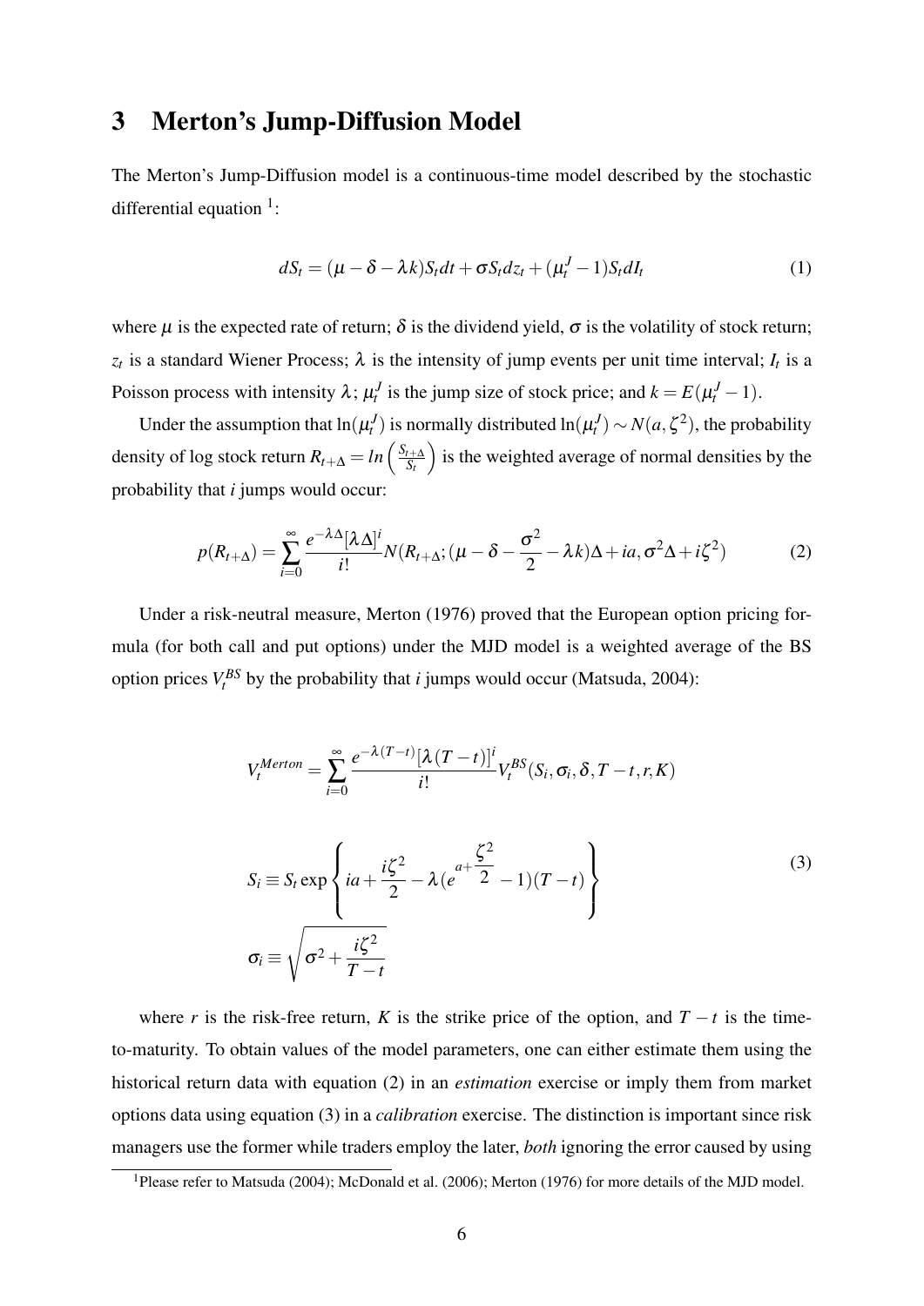# 3 Merton's Jump-Diffusion Model

The Merton's Jump-Diffusion model is a continuous-time model described by the stochastic differential equation [1]:

$$dS_t = (\mu - \delta - \lambda k)S_t dt + \sigma S_t dz_t + (\mu_t^J - 1)S_t dI_t \tag{1}$$

where $\mu$ is the expected rate of return; $\delta$ is the dividend yield, $\sigma$ is the volatility of stock return; $z_t$ is a standard Wiener Process; $\lambda$ is the intensity of jump events per unit time interval; $I_t$ is a Poisson process with intensity $\lambda$; $\mu_t^J$ is the jump size of stock price; and $k = E(\mu_t^J - 1)$.

Under the assumption that $\ln(\mu_t^J)$ is normally distributed $\ln(\mu_t^J) \sim N(a, \zeta^2)$, the probability density of log stock return $R_{t+\Delta} = ln\left(\frac{S_{t+\Delta}}{S_t}\right)$ is the weighted average of normal densities by the probability that $i$ jumps would occur:

$$p(R_{t+\Delta}) = \sum_{i=0}^{\infty} \frac{e^{-\lambda\Delta}[\lambda\Delta]^i}{i!} N(R_{t+\Delta}; (\mu - \delta - \frac{\sigma^2}{2} - \lambda k)\Delta + ia, \sigma^2\Delta + i\zeta^2) \tag{2}$$

Under a risk-neutral measure, Merton (1976) proved that the European option pricing formula (for both call and put options) under the MJD model is a weighted average of the BS option prices $V_t^{BS}$ by the probability that $i$ jumps would occur (Matsuda, 2004):

$$V_t^{Merton} = \sum_{i=0}^{\infty} \frac{e^{-\lambda(T-t)}[\lambda(T-t)]^i}{i!} V_t^{BS}(S_i, \sigma_i, \delta, T-t, r, K)$$

$$S_i \equiv S_t \exp\left\{ ia + \frac{i\zeta^2}{2} - \lambda(e^{a+\frac{\zeta^2}{2}} - 1)(T-t) \right\} \tag{3}$$

$$\sigma_i \equiv \sqrt{\sigma^2 + \frac{i\zeta^2}{T-t}}$$

where $r$ is the risk-free return, $K$ is the strike price of the option, and $T-t$ is the time-to-maturity. To obtain values of the model parameters, one can either estimate them using the historical return data with equation (2) in an *estimation* exercise or imply them from market options data using equation (3) in a *calibration* exercise. The distinction is important since risk managers use the former while traders employ the later, *both* ignoring the error caused by using

[1] Please refer to Matsuda (2004); McDonald et al. (2006); Merton (1976) for more details of the MJD model.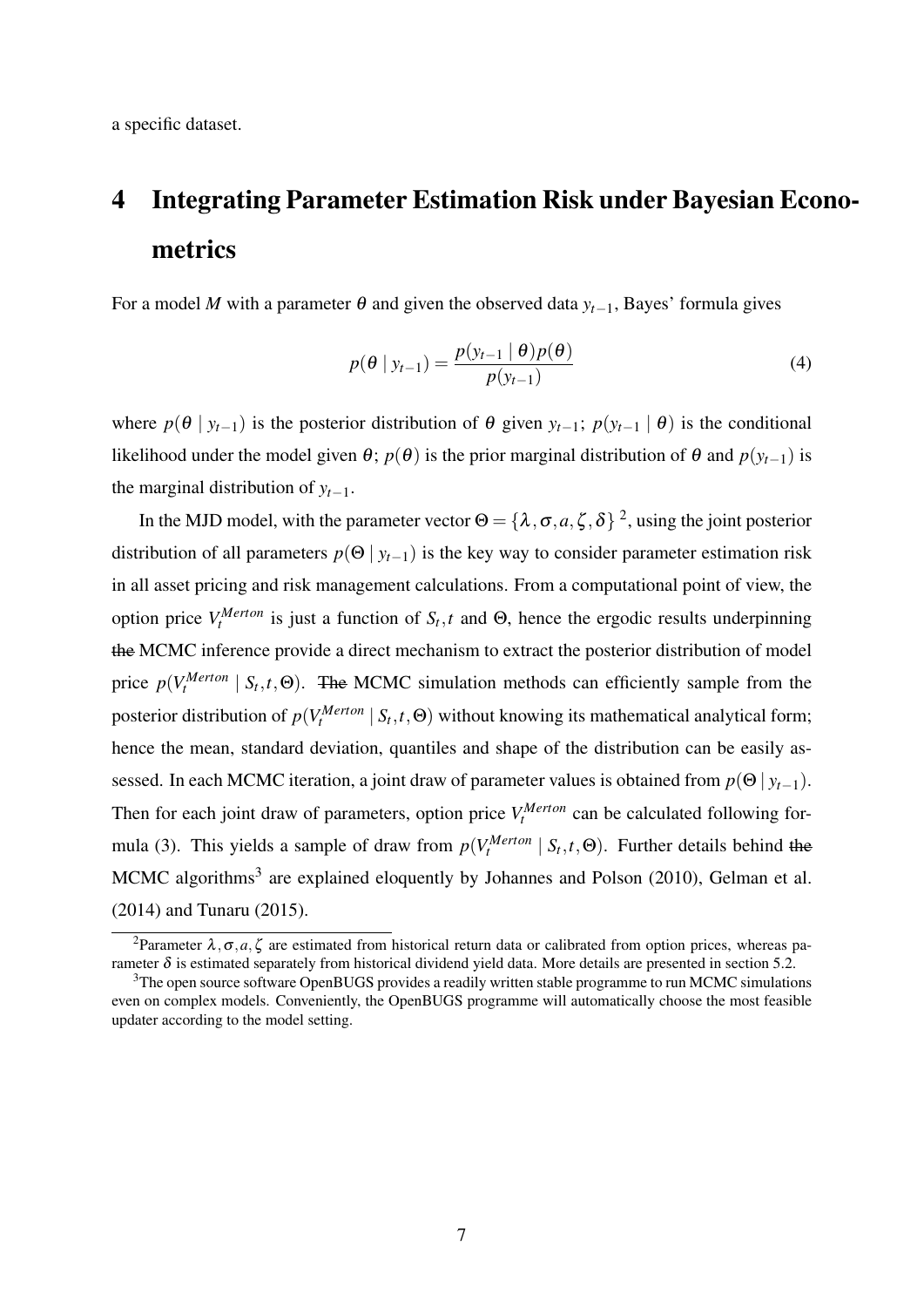a specific dataset.

# 4 Integrating Parameter Estimation Risk under Bayesian Econometrics

For a model $M$ with a parameter $\theta$ and given the observed data $y_{t-1}$, Bayes' formula gives

$$p(\theta \mid y_{t-1}) = \frac{p(y_{t-1} \mid \theta)p(\theta)}{p(y_{t-1})} \tag{4}$$

where $p(\theta \mid y_{t-1})$ is the posterior distribution of $\theta$ given $y_{t-1}$; $p(y_{t-1} \mid \theta)$ is the conditional likelihood under the model given $\theta$; $p(\theta)$ is the prior marginal distribution of $\theta$ and $p(y_{t-1})$ is the marginal distribution of $y_{t-1}$.

In the MJD model, with the parameter vector $\Theta = \{\lambda, \sigma, a, \zeta, \delta\}$ [2], using the joint posterior distribution of all parameters $p(\Theta \mid y_{t-1})$ is the key way to consider parameter estimation risk in all asset pricing and risk management calculations. From a computational point of view, the option price $V_t^{Merton}$ is just a function of $S_t, t$ and $\Theta$, hence the ergodic results underpinning ~~the~~ MCMC inference provide a direct mechanism to extract the posterior distribution of model price $p(V_t^{Merton} \mid S_t, t, \Theta)$. ~~The~~ MCMC simulation methods can efficiently sample from the posterior distribution of $p(V_t^{Merton} \mid S_t, t, \Theta)$ without knowing its mathematical analytical form; hence the mean, standard deviation, quantiles and shape of the distribution can be easily assessed. In each MCMC iteration, a joint draw of parameter values is obtained from $p(\Theta \mid y_{t-1})$. Then for each joint draw of parameters, option price $V_t^{Merton}$ can be calculated following formula (3). This yields a sample of draw from $p(V_t^{Merton} \mid S_t, t, \Theta)$. Further details behind ~~the~~ MCMC algorithms[3] are explained eloquently by Johannes and Polson (2010), Gelman et al. (2014) and Tunaru (2015).

---

[2] Parameter $\lambda, \sigma, a, \zeta$ are estimated from historical return data or calibrated from option prices, whereas parameter $\delta$ is estimated separately from historical dividend yield data. More details are presented in section 5.2.

[3] The open source software OpenBUGS provides a readily written stable programme to run MCMC simulations even on complex models. Conveniently, the OpenBUGS programme will automatically choose the most feasible updater according to the model setting.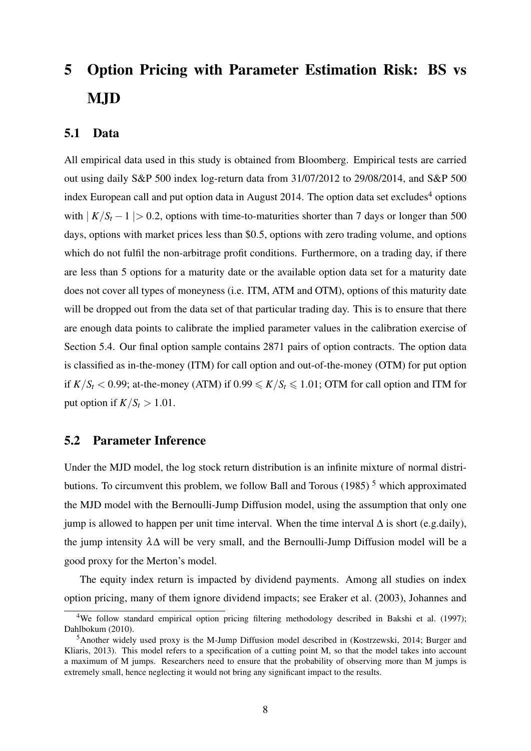# 5 Option Pricing with Parameter Estimation Risk: BS vs MJD

## 5.1 Data

All empirical data used in this study is obtained from Bloomberg. Empirical tests are carried out using daily S&P 500 index log-return data from 31/07/2012 to 29/08/2014, and S&P 500 index European call and put option data in August 2014. The option data set excludes[4] options with $\mid K/S_t - 1 \mid > 0.2$, options with time-to-maturities shorter than 7 days or longer than 500 days, options with market prices less than \$0.5, options with zero trading volume, and options which do not fulfil the non-arbitrage profit conditions. Furthermore, on a trading day, if there are less than 5 options for a maturity date or the available option data set for a maturity date does not cover all types of moneyness (i.e. ITM, ATM and OTM), options of this maturity date will be dropped out from the data set of that particular trading day. This is to ensure that there are enough data points to calibrate the implied parameter values in the calibration exercise of Section 5.4. Our final option sample contains 2871 pairs of option contracts. The option data is classified as in-the-money (ITM) for call option and out-of-the-money (OTM) for put option if $K/S_t < 0.99$; at-the-money (ATM) if $0.99 \leqslant K/S_t \leqslant 1.01$; OTM for call option and ITM for put option if $K/S_t > 1.01$.

## 5.2 Parameter Inference

Under the MJD model, the log stock return distribution is an infinite mixture of normal distributions. To circumvent this problem, we follow Ball and Torous (1985) [5] which approximated the MJD model with the Bernoulli-Jump Diffusion model, using the assumption that only one jump is allowed to happen per unit time interval. When the time interval $\Delta$ is short (e.g.daily), the jump intensity $\lambda\Delta$ will be very small, and the Bernoulli-Jump Diffusion model will be a good proxy for the Merton's model.

The equity index return is impacted by dividend payments. Among all studies on index option pricing, many of them ignore dividend impacts; see Eraker et al. (2003), Johannes and

[4] We follow standard empirical option pricing filtering methodology described in Bakshi et al. (1997); Dahlbokum (2010).

[5] Another widely used proxy is the M-Jump Diffusion model described in (Kostrzewski, 2014; Burger and Kliaris, 2013). This model refers to a specification of a cutting point M, so that the model takes into account a maximum of M jumps. Researchers need to ensure that the probability of observing more than M jumps is extremely small, hence neglecting it would not bring any significant impact to the results.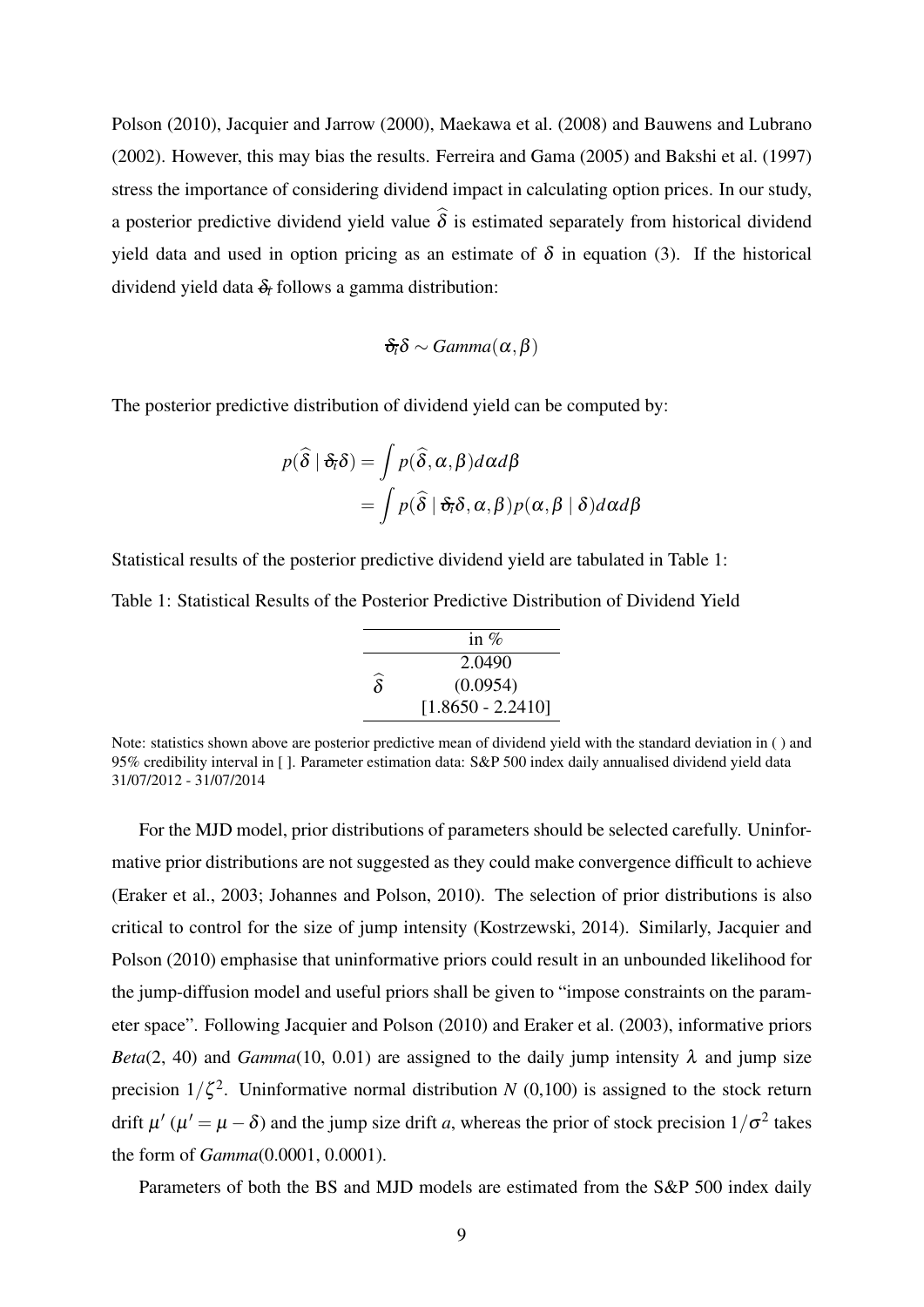Polson (2010), Jacquier and Jarrow (2000), Maekawa et al. (2008) and Bauwens and Lubrano (2002). However, this may bias the results. Ferreira and Gama (2005) and Bakshi et al. (1997) stress the importance of considering dividend impact in calculating option prices. In our study, a posterior predictive dividend yield value $\widehat{\delta}$ is estimated separately from historical dividend yield data and used in option pricing as an estimate of $\delta$ in equation (3). If the historical dividend yield data $\delta_t$ follows a gamma distribution:

$$\delta_t \delta \sim Gamma(\alpha, \beta)$$

The posterior predictive distribution of dividend yield can be computed by:

$$\begin{aligned} p(\widehat{\delta} \mid \delta_t \delta) &= \int p(\widehat{\delta}, \alpha, \beta) d\alpha d\beta \\ &= \int p(\widehat{\delta} \mid \delta_t \delta, \alpha, \beta) p(\alpha, \beta \mid \delta) d\alpha d\beta \end{aligned}$$

Statistical results of the posterior predictive dividend yield are tabulated in Table 1:

Table 1: Statistical Results of the Posterior Predictive Distribution of Dividend Yield

| | in % |
|---|---|
| $\widehat{\delta}$ | 2.0490 |
| | (0.0954) |
| | [1.8650 - 2.2410] |

Note: statistics shown above are posterior predictive mean of dividend yield with the standard deviation in ( ) and 95% credibility interval in [ ]. Parameter estimation data: S&P 500 index daily annualised dividend yield data 31/07/2012 - 31/07/2014

For the MJD model, prior distributions of parameters should be selected carefully. Uninformative prior distributions are not suggested as they could make convergence difficult to achieve (Eraker et al., 2003; Johannes and Polson, 2010). The selection of prior distributions is also critical to control for the size of jump intensity (Kostrzewski, 2014). Similarly, Jacquier and Polson (2010) emphasise that uninformative priors could result in an unbounded likelihood for the jump-diffusion model and useful priors shall be given to "impose constraints on the parameter space". Following Jacquier and Polson (2010) and Eraker et al. (2003), informative priors *Beta*(2, 40) and *Gamma*(10, 0.01) are assigned to the daily jump intensity $\lambda$ and jump size precision $1/\zeta^2$. Uninformative normal distribution $N$ (0,100) is assigned to the stock return drift $\mu'$ ($\mu' = \mu - \delta$) and the jump size drift $a$, whereas the prior of stock precision $1/\sigma^2$ takes the form of *Gamma*(0.0001, 0.0001).

Parameters of both the BS and MJD models are estimated from the S&P 500 index daily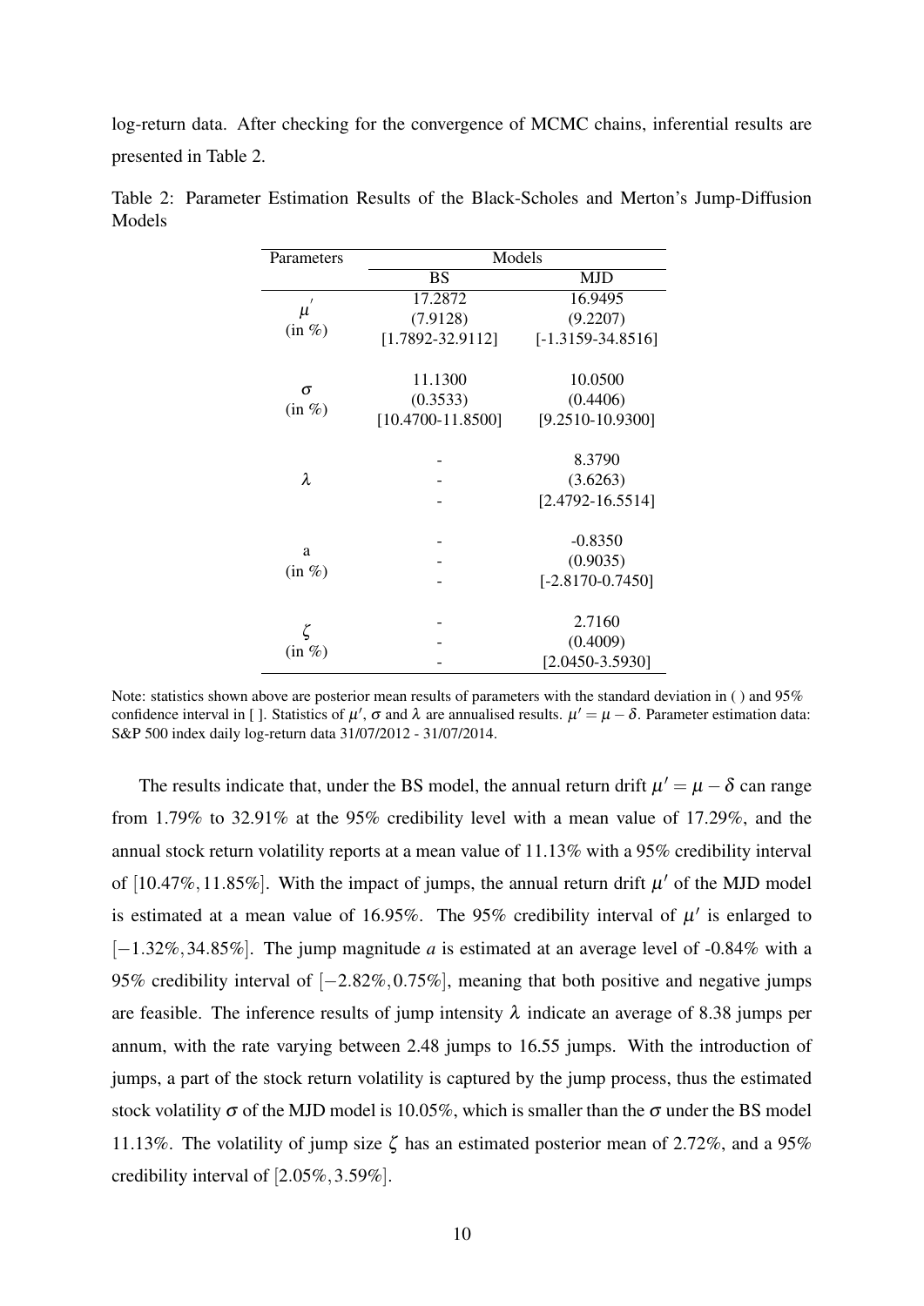log-return data. After checking for the convergence of MCMC chains, inferential results are presented in Table 2.

Table 2: Parameter Estimation Results of the Black-Scholes and Merton's Jump-Diffusion Models

| Parameters | Models | |
|---|---|---|
| | BS | MJD |
| $\mu'$ (in %) | 17.2872 | 16.9495 |
| | (7.9128) | (9.2207) |
| | [1.7892-32.9112] | [-1.3159-34.8516] |
| $\sigma$ (in %) | 11.1300 | 10.0500 |
| | (0.3533) | (0.4406) |
| | [10.4700-11.8500] | [9.2510-10.9300] |
| $\lambda$ | - | 8.3790 |
| | - | (3.6263) |
| | - | [2.4792-16.5514] |
| a (in %) | - | -0.8350 |
| | - | (0.9035) |
| | - | [-2.8170-0.7450] |
| $\zeta$ (in %) | - | 2.7160 |
| | - | (0.4009) |
| | - | [2.0450-3.5930] |

Note: statistics shown above are posterior mean results of parameters with the standard deviation in ( ) and 95% confidence interval in [ ]. Statistics of $\mu'$, $\sigma$ and $\lambda$ are annualised results. $\mu' = \mu - \delta$. Parameter estimation data: S&P 500 index daily log-return data 31/07/2012 - 31/07/2014.

The results indicate that, under the BS model, the annual return drift $\mu' = \mu - \delta$ can range from 1.79% to 32.91% at the 95% credibility level with a mean value of 17.29%, and the annual stock return volatility reports at a mean value of 11.13% with a 95% credibility interval of $[10.47\%, 11.85\%]$. With the impact of jumps, the annual return drift $\mu'$ of the MJD model is estimated at a mean value of 16.95%. The 95% credibility interval of $\mu'$ is enlarged to $[-1.32\%, 34.85\%]$. The jump magnitude $a$ is estimated at an average level of -0.84% with a 95% credibility interval of $[-2.82\%, 0.75\%]$, meaning that both positive and negative jumps are feasible. The inference results of jump intensity $\lambda$ indicate an average of 8.38 jumps per annum, with the rate varying between 2.48 jumps to 16.55 jumps. With the introduction of jumps, a part of the stock return volatility is captured by the jump process, thus the estimated stock volatility $\sigma$ of the MJD model is 10.05%, which is smaller than the $\sigma$ under the BS model 11.13%. The volatility of jump size $\zeta$ has an estimated posterior mean of 2.72%, and a 95% credibility interval of $[2.05\%, 3.59\%]$.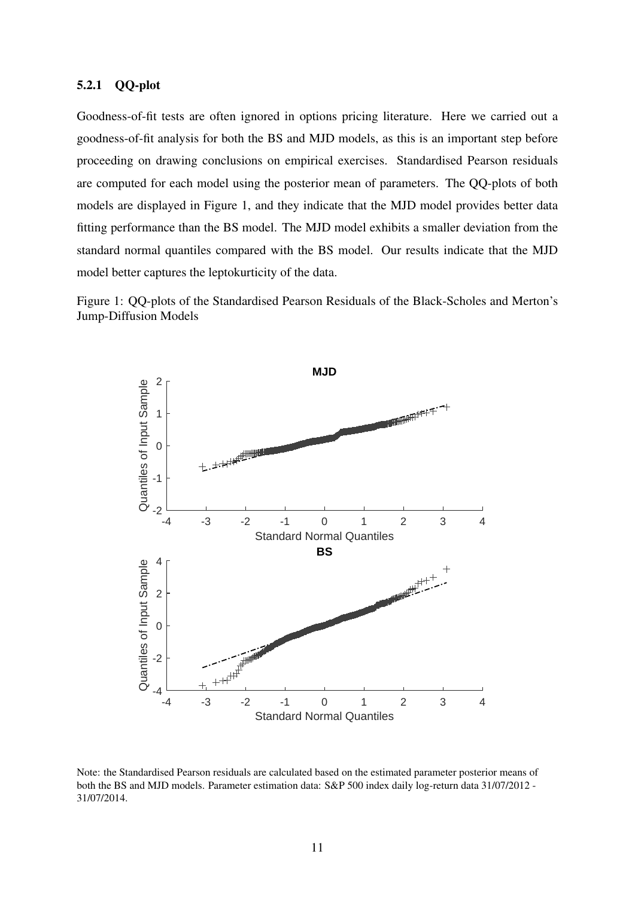#### 5.2.1 QQ-plot

Goodness-of-fit tests are often ignored in options pricing literature. Here we carried out a goodness-of-fit analysis for both the BS and MJD models, as this is an important step before proceeding on drawing conclusions on empirical exercises. Standardised Pearson residuals are computed for each model using the posterior mean of parameters. The QQ-plots of both models are displayed in Figure 1, and they indicate that the MJD model provides better data fitting performance than the BS model. The MJD model exhibits a smaller deviation from the standard normal quantiles compared with the BS model. Our results indicate that the MJD model better captures the leptokurticity of the data.

Figure 1: QQ-plots of the Standardised Pearson Residuals of the Black-Scholes and Merton's Jump-Diffusion Models

Note: the Standardised Pearson residuals are calculated based on the estimated parameter posterior means of both the BS and MJD models. Parameter estimation data: S&P 500 index daily log-return data 31/07/2012 - 31/07/2014.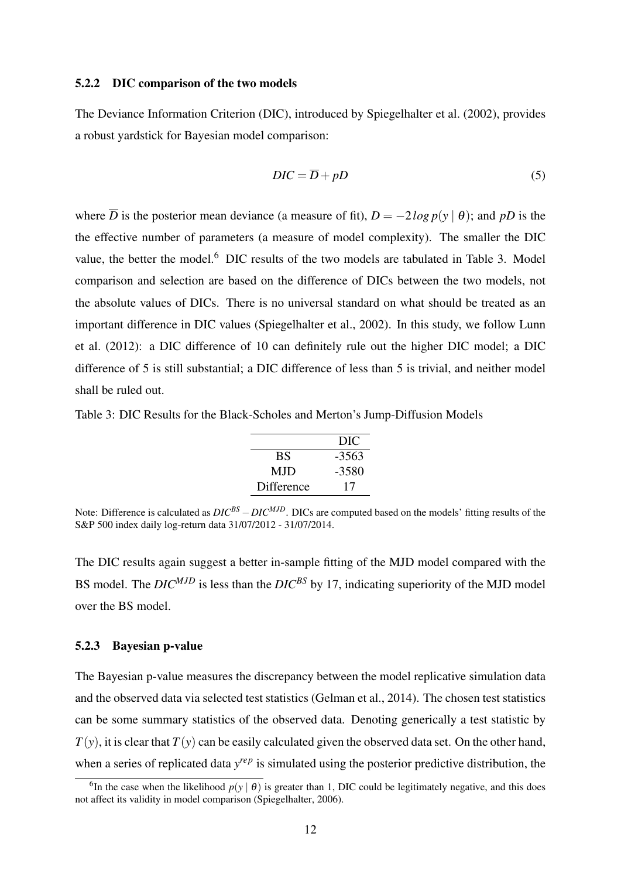#### 5.2.2 DIC comparison of the two models

The Deviance Information Criterion (DIC), introduced by Spiegelhalter et al. (2002), provides a robust yardstick for Bayesian model comparison:

$$DIC = \overline{D} + pD \tag{5}$$

where $\overline{D}$ is the posterior mean deviance (a measure of fit), $D = -2\log p(y \mid \theta)$; and $pD$ is the the effective number of parameters (a measure of model complexity). The smaller the DIC value, the better the model.[6] DIC results of the two models are tabulated in Table 3. Model comparison and selection are based on the difference of DICs between the two models, not the absolute values of DICs. There is no universal standard on what should be treated as an important difference in DIC values (Spiegelhalter et al., 2002). In this study, we follow Lunn et al. (2012): a DIC difference of 10 can definitely rule out the higher DIC model; a DIC difference of 5 is still substantial; a DIC difference of less than 5 is trivial, and neither model shall be ruled out.

Table 3: DIC Results for the Black-Scholes and Merton's Jump-Diffusion Models

| | DIC |
|---|---|
| BS | -3563 |
| MJD | -3580 |
| Difference | 17 |

Note: Difference is calculated as $DIC^{BS} - DIC^{MJD}$. DICs are computed based on the models' fitting results of the S&P 500 index daily log-return data 31/07/2012 - 31/07/2014.

The DIC results again suggest a better in-sample fitting of the MJD model compared with the BS model. The $DIC^{MJD}$ is less than the $DIC^{BS}$ by 17, indicating superiority of the MJD model over the BS model.

#### 5.2.3 Bayesian p-value

The Bayesian p-value measures the discrepancy between the model replicative simulation data and the observed data via selected test statistics (Gelman et al., 2014). The chosen test statistics can be some summary statistics of the observed data. Denoting generically a test statistic by $T(y)$, it is clear that $T(y)$ can be easily calculated given the observed data set. On the other hand, when a series of replicated data $y^{rep}$ is simulated using the posterior predictive distribution, the

[6] In the case when the likelihood $p(y \mid \theta)$ is greater than 1, DIC could be legitimately negative, and this does not affect its validity in model comparison (Spiegelhalter, 2006).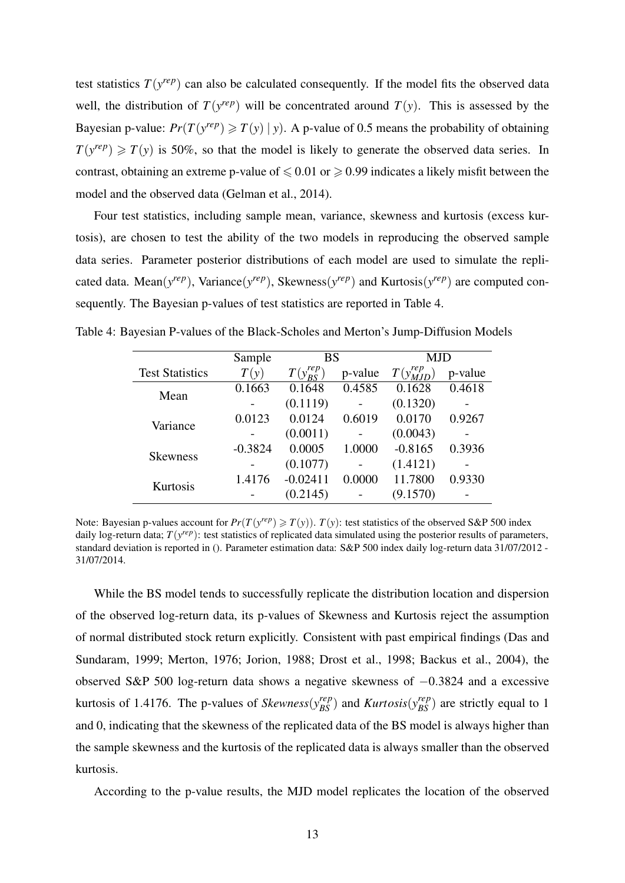test statistics $T(y^{rep})$ can also be calculated consequently. If the model fits the observed data well, the distribution of $T(y^{rep})$ will be concentrated around $T(y)$. This is assessed by the Bayesian p-value: $Pr(T(y^{rep}) \geqslant T(y) \mid y)$. A p-value of 0.5 means the probability of obtaining $T(y^{rep}) \geqslant T(y)$ is 50%, so that the model is likely to generate the observed data series. In contrast, obtaining an extreme p-value of $\leqslant 0.01$ or $\geqslant 0.99$ indicates a likely misfit between the model and the observed data (Gelman et al., 2014).

Four test statistics, including sample mean, variance, skewness and kurtosis (excess kurtosis), are chosen to test the ability of the two models in reproducing the observed sample data series. Parameter posterior distributions of each model are used to simulate the replicated data. Mean($y^{rep}$), Variance($y^{rep}$), Skewness($y^{rep}$) and Kurtosis($y^{rep}$) are computed consequently. The Bayesian p-values of test statistics are reported in Table 4.

Table 4: Bayesian P-values of the Black-Scholes and Merton's Jump-Diffusion Models

| | Sample | BS | | MJD | |
|---|---|---|---|---|---|
| Test Statistics | $T(y)$ | $T(y^{rep}_{BS})$ | p-value | $T(y^{rep}_{MJD})$ | p-value |
| Mean | 0.1663 | 0.1648 | 0.4585 | 0.1628 | 0.4618 |
| | - | (0.1119) | - | (0.1320) | - |
| Variance | 0.0123 | 0.0124 | 0.6019 | 0.0170 | 0.9267 |
| | - | (0.0011) | - | (0.0043) | - |
| Skewness | -0.3824 | 0.0005 | 1.0000 | -0.8165 | 0.3936 |
| | - | (0.1077) | - | (1.4121) | - |
| Kurtosis | 1.4176 | -0.02411 | 0.0000 | 11.7800 | 0.9330 |
| | - | (0.2145) | - | (9.1570) | - |

Note: Bayesian p-values account for $Pr(T(y^{rep}) \geqslant T(y))$. $T(y)$: test statistics of the observed S&P 500 index daily log-return data; $T(y^{rep})$: test statistics of replicated data simulated using the posterior results of parameters, standard deviation is reported in (). Parameter estimation data: S&P 500 index daily log-return data 31/07/2012 - 31/07/2014.

While the BS model tends to successfully replicate the distribution location and dispersion of the observed log-return data, its p-values of Skewness and Kurtosis reject the assumption of normal distributed stock return explicitly. Consistent with past empirical findings (Das and Sundaram, 1999; Merton, 1976; Jorion, 1988; Drost et al., 1998; Backus et al., 2004), the observed S&P 500 log-return data shows a negative skewness of $-0.3824$ and a excessive kurtosis of 1.4176. The p-values of *Skewness*($y^{rep}_{BS}$) and *Kurtosis*($y^{rep}_{BS}$) are strictly equal to 1 and 0, indicating that the skewness of the replicated data of the BS model is always higher than the sample skewness and the kurtosis of the replicated data is always smaller than the observed kurtosis.

According to the p-value results, the MJD model replicates the location of the observed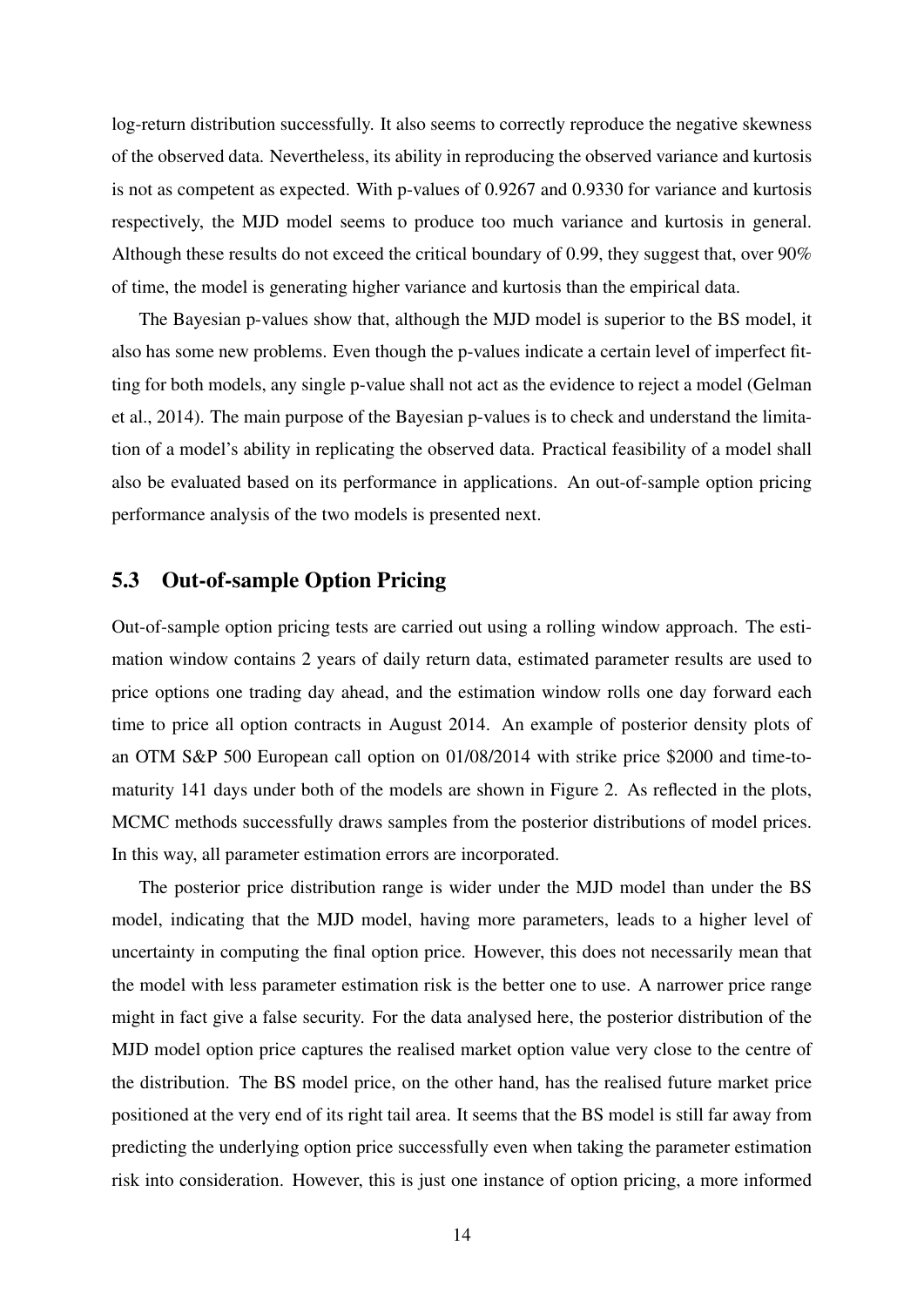log-return distribution successfully. It also seems to correctly reproduce the negative skewness of the observed data. Nevertheless, its ability in reproducing the observed variance and kurtosis is not as competent as expected. With p-values of 0.9267 and 0.9330 for variance and kurtosis respectively, the MJD model seems to produce too much variance and kurtosis in general. Although these results do not exceed the critical boundary of 0.99, they suggest that, over 90% of time, the model is generating higher variance and kurtosis than the empirical data.

The Bayesian p-values show that, although the MJD model is superior to the BS model, it also has some new problems. Even though the p-values indicate a certain level of imperfect fitting for both models, any single p-value shall not act as the evidence to reject a model (Gelman et al., 2014). The main purpose of the Bayesian p-values is to check and understand the limitation of a model's ability in replicating the observed data. Practical feasibility of a model shall also be evaluated based on its performance in applications. An out-of-sample option pricing performance analysis of the two models is presented next.

## 5.3 Out-of-sample Option Pricing

Out-of-sample option pricing tests are carried out using a rolling window approach. The estimation window contains 2 years of daily return data, estimated parameter results are used to price options one trading day ahead, and the estimation window rolls one day forward each time to price all option contracts in August 2014. An example of posterior density plots of an OTM S&P 500 European call option on 01/08/2014 with strike price \$2000 and time-to-maturity 141 days under both of the models are shown in Figure 2. As reflected in the plots, MCMC methods successfully draws samples from the posterior distributions of model prices. In this way, all parameter estimation errors are incorporated.

The posterior price distribution range is wider under the MJD model than under the BS model, indicating that the MJD model, having more parameters, leads to a higher level of uncertainty in computing the final option price. However, this does not necessarily mean that the model with less parameter estimation risk is the better one to use. A narrower price range might in fact give a false security. For the data analysed here, the posterior distribution of the MJD model option price captures the realised market option value very close to the centre of the distribution. The BS model price, on the other hand, has the realised future market price positioned at the very end of its right tail area. It seems that the BS model is still far away from predicting the underlying option price successfully even when taking the parameter estimation risk into consideration. However, this is just one instance of option pricing, a more informed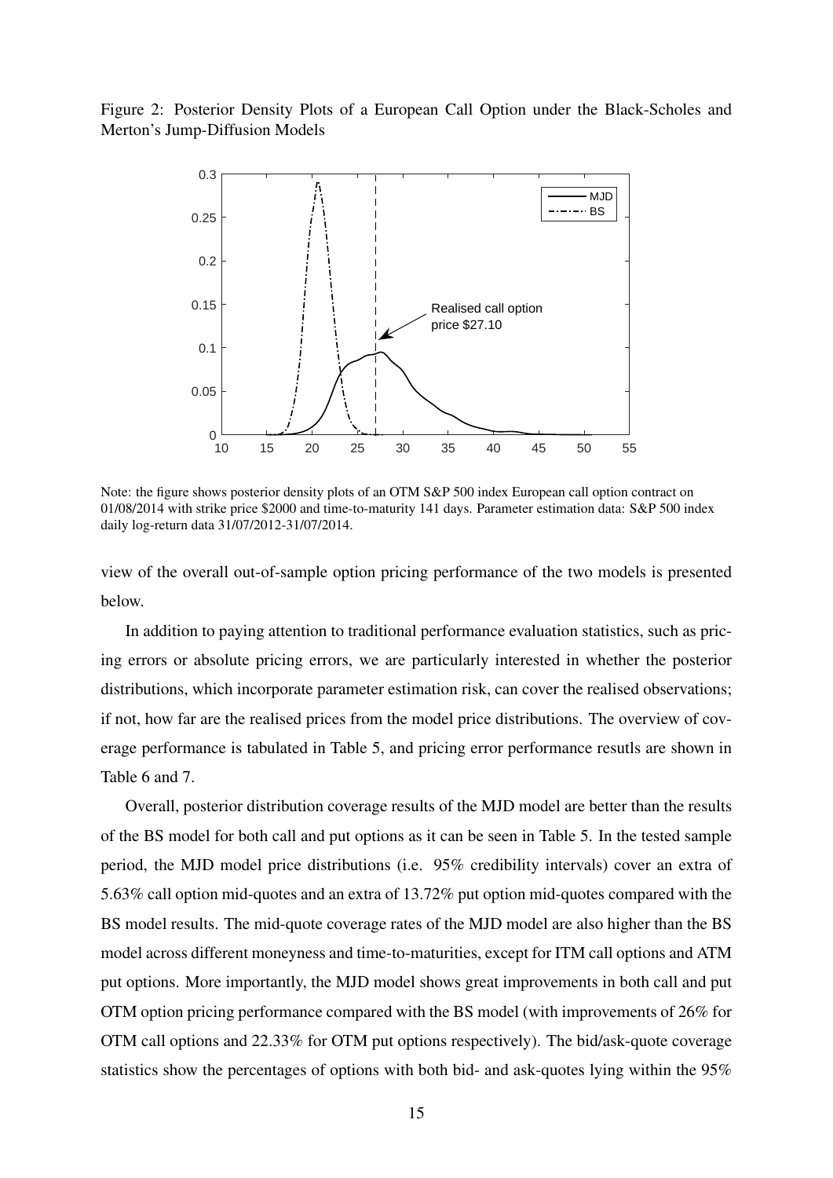Figure 2: Posterior Density Plots of a European Call Option under the Black-Scholes and Merton's Jump-Diffusion Models

Note: the figure shows posterior density plots of an OTM S&P 500 index European call option contract on 01/08/2014 with strike price $2000 and time-to-maturity 141 days. Parameter estimation data: S&P 500 index daily log-return data 31/07/2012-31/07/2014.

view of the overall out-of-sample option pricing performance of the two models is presented below.

In addition to paying attention to traditional performance evaluation statistics, such as pricing errors or absolute pricing errors, we are particularly interested in whether the posterior distributions, which incorporate parameter estimation risk, can cover the realised observations; if not, how far are the realised prices from the model price distributions. The overview of coverage performance is tabulated in Table 5, and pricing error performance resutls are shown in Table 6 and 7.

Overall, posterior distribution coverage results of the MJD model are better than the results of the BS model for both call and put options as it can be seen in Table 5. In the tested sample period, the MJD model price distributions (i.e. 95% credibility intervals) cover an extra of 5.63% call option mid-quotes and an extra of 13.72% put option mid-quotes compared with the BS model results. The mid-quote coverage rates of the MJD model are also higher than the BS model across different moneyness and time-to-maturities, except for ITM call options and ATM put options. More importantly, the MJD model shows great improvements in both call and put OTM option pricing performance compared with the BS model (with improvements of 26% for OTM call options and 22.33% for OTM put options respectively). The bid/ask-quote coverage statistics show the percentages of options with both bid- and ask-quotes lying within the 95%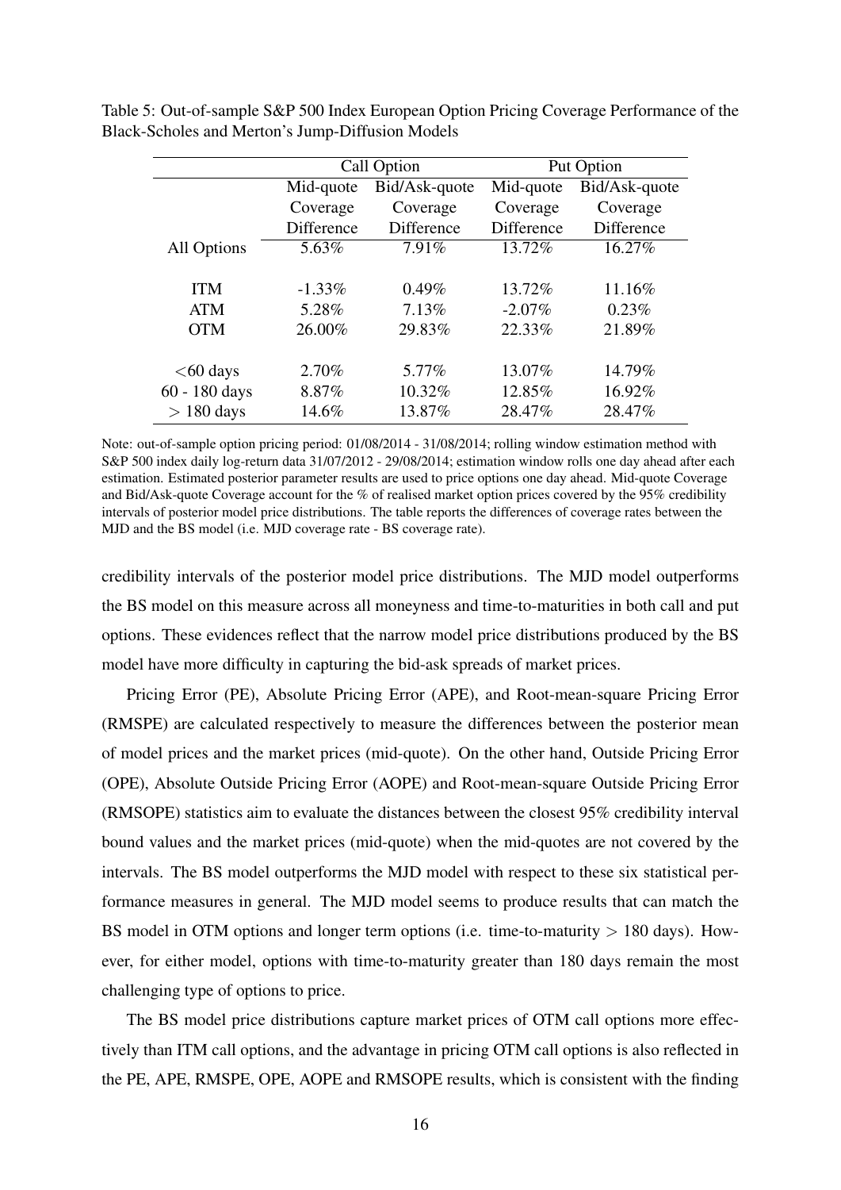Table 5: Out-of-sample S&P 500 Index European Option Pricing Coverage Performance of the Black-Scholes and Merton's Jump-Diffusion Models

| | Call Option | | Put Option | |
|---|---|---|---|---|
| | Mid-quote Coverage Difference | Bid/Ask-quote Coverage Difference | Mid-quote Coverage Difference | Bid/Ask-quote Coverage Difference |
| All Options | 5.63% | 7.91% | 13.72% | 16.27% |
| ITM | -1.33% | 0.49% | 13.72% | 11.16% |
| ATM | 5.28% | 7.13% | -2.07% | 0.23% |
| OTM | 26.00% | 29.83% | 22.33% | 21.89% |
| <60 days | 2.70% | 5.77% | 13.07% | 14.79% |
| 60 - 180 days | 8.87% | 10.32% | 12.85% | 16.92% |
| > 180 days | 14.6% | 13.87% | 28.47% | 28.47% |

Note: out-of-sample option pricing period: 01/08/2014 - 31/08/2014; rolling window estimation method with S&P 500 index daily log-return data 31/07/2012 - 29/08/2014; estimation window rolls one day ahead after each estimation. Estimated posterior parameter results are used to price options one day ahead. Mid-quote Coverage and Bid/Ask-quote Coverage account for the % of realised market option prices covered by the 95% credibility intervals of posterior model price distributions. The table reports the differences of coverage rates between the MJD and the BS model (i.e. MJD coverage rate - BS coverage rate).

credibility intervals of the posterior model price distributions. The MJD model outperforms the BS model on this measure across all moneyness and time-to-maturities in both call and put options. These evidences reflect that the narrow model price distributions produced by the BS model have more difficulty in capturing the bid-ask spreads of market prices.

Pricing Error (PE), Absolute Pricing Error (APE), and Root-mean-square Pricing Error (RMSPE) are calculated respectively to measure the differences between the posterior mean of model prices and the market prices (mid-quote). On the other hand, Outside Pricing Error (OPE), Absolute Outside Pricing Error (AOPE) and Root-mean-square Outside Pricing Error (RMSOPE) statistics aim to evaluate the distances between the closest 95% credibility interval bound values and the market prices (mid-quote) when the mid-quotes are not covered by the intervals. The BS model outperforms the MJD model with respect to these six statistical performance measures in general. The MJD model seems to produce results that can match the BS model in OTM options and longer term options (i.e. time-to-maturity > 180 days). However, for either model, options with time-to-maturity greater than 180 days remain the most challenging type of options to price.

The BS model price distributions capture market prices of OTM call options more effectively than ITM call options, and the advantage in pricing OTM call options is also reflected in the PE, APE, RMSPE, OPE, AOPE and RMSOPE results, which is consistent with the finding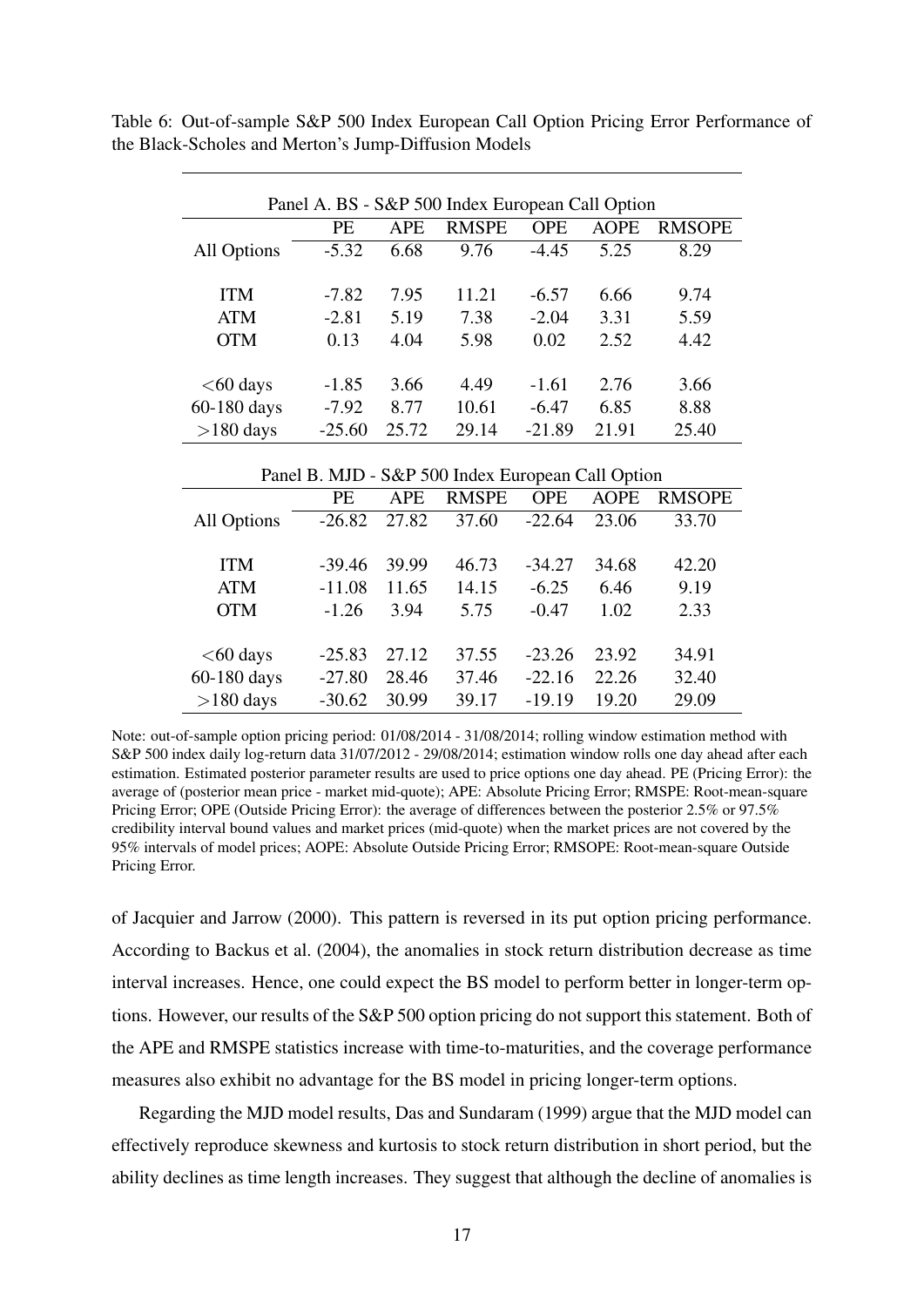Table 6: Out-of-sample S&P 500 Index European Call Option Pricing Error Performance of the Black-Scholes and Merton's Jump-Diffusion Models

| Panel A. BS - S&P 500 Index European Call Option | | | | | | |
|---|---|---|---|---|---|---|
| | PE | APE | RMSPE | OPE | AOPE | RMSOPE |
| All Options | -5.32 | 6.68 | 9.76 | -4.45 | 5.25 | 8.29 |
| ITM | -7.82 | 7.95 | 11.21 | -6.57 | 6.66 | 9.74 |
| ATM | -2.81 | 5.19 | 7.38 | -2.04 | 3.31 | 5.59 |
| OTM | 0.13 | 4.04 | 5.98 | 0.02 | 2.52 | 4.42 |
| <60 days | -1.85 | 3.66 | 4.49 | -1.61 | 2.76 | 3.66 |
| 60-180 days | -7.92 | 8.77 | 10.61 | -6.47 | 6.85 | 8.88 |
| >180 days | -25.60 | 25.72 | 29.14 | -21.89 | 21.91 | 25.40 |

| Panel B. MJD - S&P 500 Index European Call Option | | | | | | |
|---|---|---|---|---|---|---|
| | PE | APE | RMSPE | OPE | AOPE | RMSOPE |
| All Options | -26.82 | 27.82 | 37.60 | -22.64 | 23.06 | 33.70 |
| ITM | -39.46 | 39.99 | 46.73 | -34.27 | 34.68 | 42.20 |
| ATM | -11.08 | 11.65 | 14.15 | -6.25 | 6.46 | 9.19 |
| OTM | -1.26 | 3.94 | 5.75 | -0.47 | 1.02 | 2.33 |
| <60 days | -25.83 | 27.12 | 37.55 | -23.26 | 23.92 | 34.91 |
| 60-180 days | -27.80 | 28.46 | 37.46 | -22.16 | 22.26 | 32.40 |
| >180 days | -30.62 | 30.99 | 39.17 | -19.19 | 19.20 | 29.09 |

Note: out-of-sample option pricing period: 01/08/2014 - 31/08/2014; rolling window estimation method with S&P 500 index daily log-return data 31/07/2012 - 29/08/2014; estimation window rolls one day ahead after each estimation. Estimated posterior parameter results are used to price options one day ahead. PE (Pricing Error): the average of (posterior mean price - market mid-quote); APE: Absolute Pricing Error; RMSPE: Root-mean-square Pricing Error; OPE (Outside Pricing Error): the average of differences between the posterior 2.5% or 97.5% credibility interval bound values and market prices (mid-quote) when the market prices are not covered by the 95% intervals of model prices; AOPE: Absolute Outside Pricing Error; RMSOPE: Root-mean-square Outside Pricing Error.

of Jacquier and Jarrow (2000). This pattern is reversed in its put option pricing performance. According to Backus et al. (2004), the anomalies in stock return distribution decrease as time interval increases. Hence, one could expect the BS model to perform better in longer-term options. However, our results of the S&P 500 option pricing do not support this statement. Both of the APE and RMSPE statistics increase with time-to-maturities, and the coverage performance measures also exhibit no advantage for the BS model in pricing longer-term options.

Regarding the MJD model results, Das and Sundaram (1999) argue that the MJD model can effectively reproduce skewness and kurtosis to stock return distribution in short period, but the ability declines as time length increases. They suggest that although the decline of anomalies is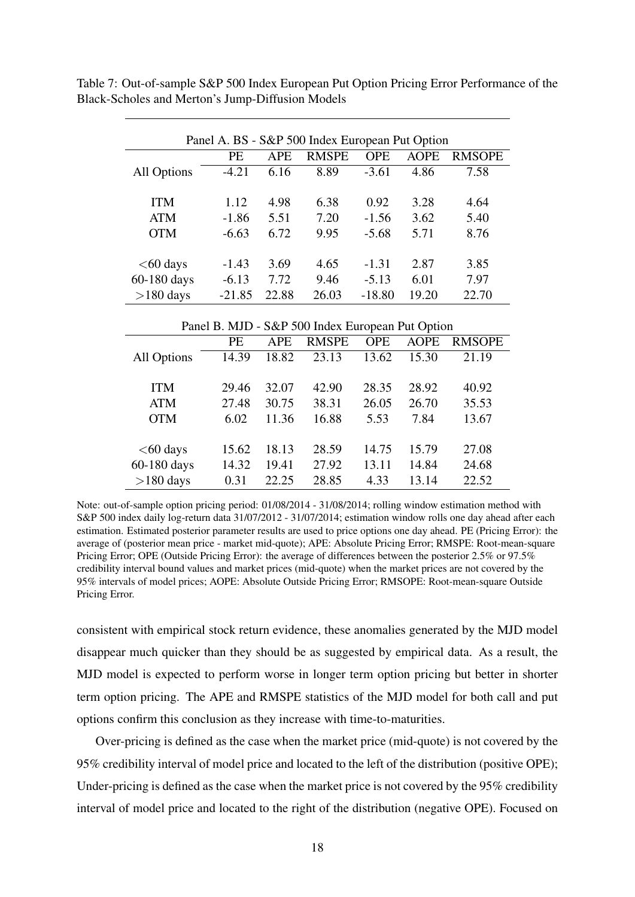Table 7: Out-of-sample S&P 500 Index European Put Option Pricing Error Performance of the Black-Scholes and Merton's Jump-Diffusion Models

| Panel A. BS - S&P 500 Index European Put Option | | | | | | |
|---|---|---|---|---|---|---|
| | PE | APE | RMSPE | OPE | AOPE | RMSOPE |
| All Options | -4.21 | 6.16 | 8.89 | -3.61 | 4.86 | 7.58 |
| ITM | 1.12 | 4.98 | 6.38 | 0.92 | 3.28 | 4.64 |
| ATM | -1.86 | 5.51 | 7.20 | -1.56 | 3.62 | 5.40 |
| OTM | -6.63 | 6.72 | 9.95 | -5.68 | 5.71 | 8.76 |
| <60 days | -1.43 | 3.69 | 4.65 | -1.31 | 2.87 | 3.85 |
| 60-180 days | -6.13 | 7.72 | 9.46 | -5.13 | 6.01 | 7.97 |
| >180 days | -21.85 | 22.88 | 26.03 | -18.80 | 19.20 | 22.70 |

| Panel B. MJD - S&P 500 Index European Put Option | | | | | | |
|---|---|---|---|---|---|---|
| | PE | APE | RMSPE | OPE | AOPE | RMSOPE |
| All Options | 14.39 | 18.82 | 23.13 | 13.62 | 15.30 | 21.19 |
| ITM | 29.46 | 32.07 | 42.90 | 28.35 | 28.92 | 40.92 |
| ATM | 27.48 | 30.75 | 38.31 | 26.05 | 26.70 | 35.53 |
| OTM | 6.02 | 11.36 | 16.88 | 5.53 | 7.84 | 13.67 |
| <60 days | 15.62 | 18.13 | 28.59 | 14.75 | 15.79 | 27.08 |
| 60-180 days | 14.32 | 19.41 | 27.92 | 13.11 | 14.84 | 24.68 |
| >180 days | 0.31 | 22.25 | 28.85 | 4.33 | 13.14 | 22.52 |

Note: out-of-sample option pricing period: 01/08/2014 - 31/08/2014; rolling window estimation method with S&P 500 index daily log-return data 31/07/2012 - 31/07/2014; estimation window rolls one day ahead after each estimation. Estimated posterior parameter results are used to price options one day ahead. PE (Pricing Error): the average of (posterior mean price - market mid-quote); APE: Absolute Pricing Error; RMSPE: Root-mean-square Pricing Error; OPE (Outside Pricing Error): the average of differences between the posterior 2.5% or 97.5% credibility interval bound values and market prices (mid-quote) when the market prices are not covered by the 95% intervals of model prices; AOPE: Absolute Outside Pricing Error; RMSOPE: Root-mean-square Outside Pricing Error.

consistent with empirical stock return evidence, these anomalies generated by the MJD model disappear much quicker than they should be as suggested by empirical data. As a result, the MJD model is expected to perform worse in longer term option pricing but better in shorter term option pricing. The APE and RMSPE statistics of the MJD model for both call and put options confirm this conclusion as they increase with time-to-maturities.

Over-pricing is defined as the case when the market price (mid-quote) is not covered by the 95% credibility interval of model price and located to the left of the distribution (positive OPE); Under-pricing is defined as the case when the market price is not covered by the 95% credibility interval of model price and located to the right of the distribution (negative OPE). Focused on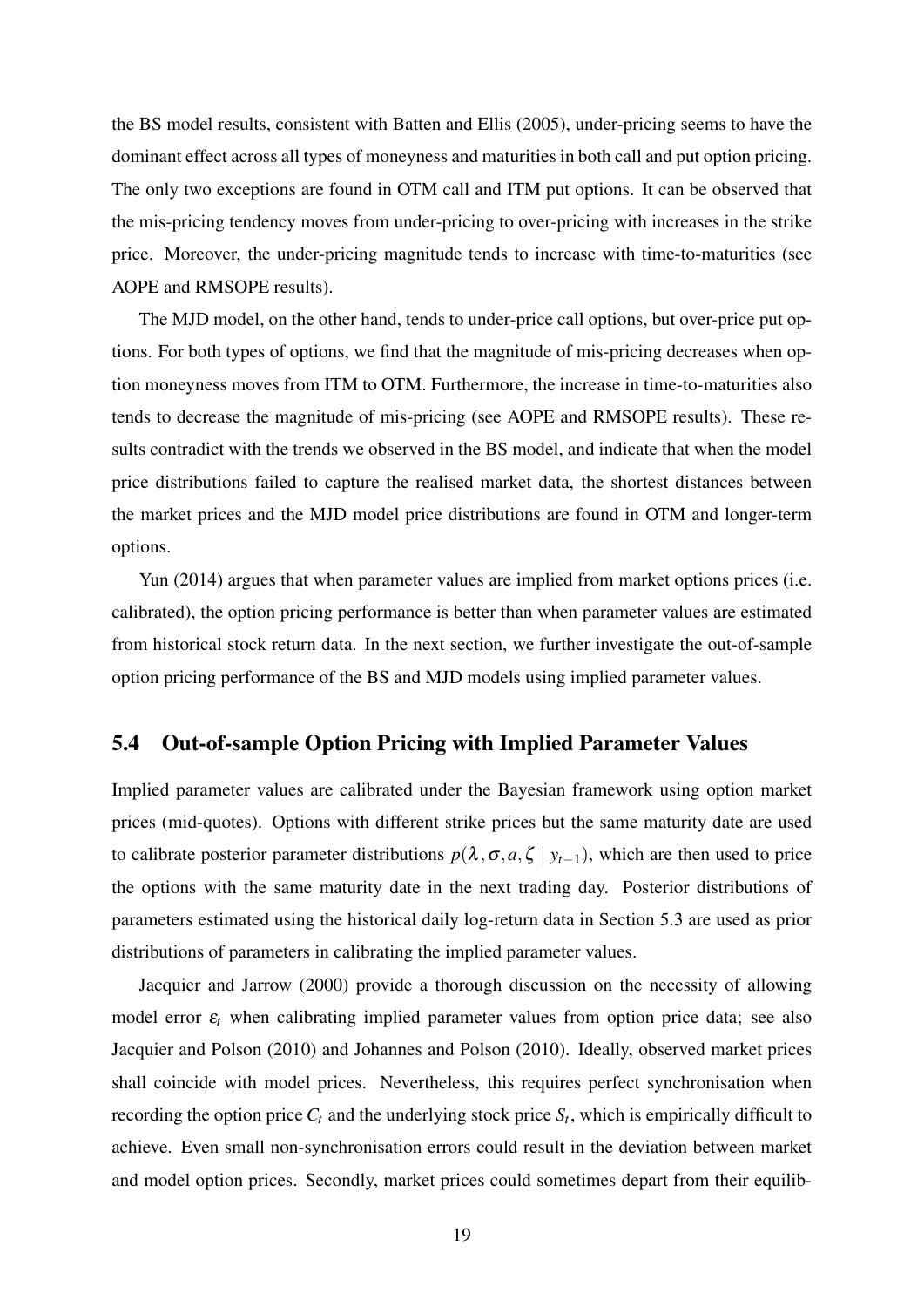the BS model results, consistent with Batten and Ellis (2005), under-pricing seems to have the dominant effect across all types of moneyness and maturities in both call and put option pricing. The only two exceptions are found in OTM call and ITM put options. It can be observed that the mis-pricing tendency moves from under-pricing to over-pricing with increases in the strike price. Moreover, the under-pricing magnitude tends to increase with time-to-maturities (see AOPE and RMSOPE results).

The MJD model, on the other hand, tends to under-price call options, but over-price put options. For both types of options, we find that the magnitude of mis-pricing decreases when option moneyness moves from ITM to OTM. Furthermore, the increase in time-to-maturities also tends to decrease the magnitude of mis-pricing (see AOPE and RMSOPE results). These results contradict with the trends we observed in the BS model, and indicate that when the model price distributions failed to capture the realised market data, the shortest distances between the market prices and the MJD model price distributions are found in OTM and longer-term options.

Yun (2014) argues that when parameter values are implied from market options prices (i.e. calibrated), the option pricing performance is better than when parameter values are estimated from historical stock return data. In the next section, we further investigate the out-of-sample option pricing performance of the BS and MJD models using implied parameter values.

## 5.4 Out-of-sample Option Pricing with Implied Parameter Values

Implied parameter values are calibrated under the Bayesian framework using option market prices (mid-quotes). Options with different strike prices but the same maturity date are used to calibrate posterior parameter distributions $p(\lambda, \sigma, a, \zeta \mid y_{t-1})$, which are then used to price the options with the same maturity date in the next trading day. Posterior distributions of parameters estimated using the historical daily log-return data in Section 5.3 are used as prior distributions of parameters in calibrating the implied parameter values.

Jacquier and Jarrow (2000) provide a thorough discussion on the necessity of allowing model error $\varepsilon_t$ when calibrating implied parameter values from option price data; see also Jacquier and Polson (2010) and Johannes and Polson (2010). Ideally, observed market prices shall coincide with model prices. Nevertheless, this requires perfect synchronisation when recording the option price $C_t$ and the underlying stock price $S_t$, which is empirically difficult to achieve. Even small non-synchronisation errors could result in the deviation between market and model option prices. Secondly, market prices could sometimes depart from their equilib-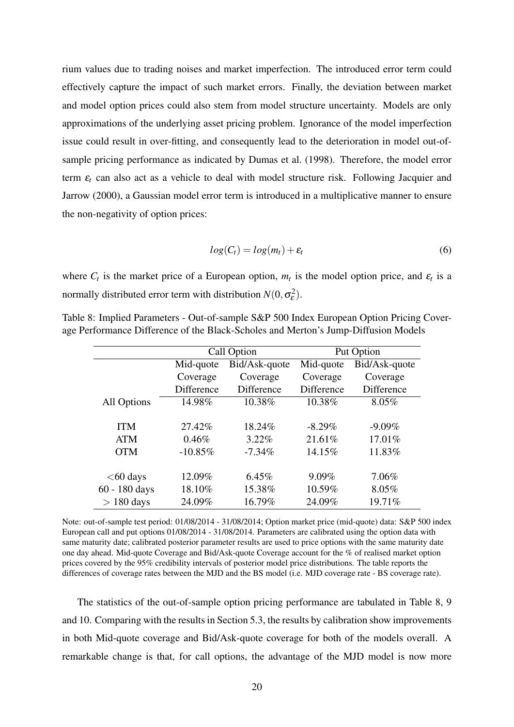rium values due to trading noises and market imperfection. The introduced error term could effectively capture the impact of such market errors. Finally, the deviation between market and model option prices could also stem from model structure uncertainty. Models are only approximations of the underlying asset pricing problem. Ignorance of the model imperfection issue could result in over-fitting, and consequently lead to the deterioration in model out-of-sample pricing performance as indicated by Dumas et al. (1998). Therefore, the model error term $\varepsilon_t$ can also act as a vehicle to deal with model structure risk. Following Jacquier and Jarrow (2000), a Gaussian model error term is introduced in a multiplicative manner to ensure the non-negativity of option prices:

$$log(C_t) = log(m_t) + \varepsilon_t \tag{6}$$

where $C_t$ is the market price of a European option, $m_t$ is the model option price, and $\varepsilon_t$ is a normally distributed error term with distribution $N(0, \sigma_\varepsilon^2)$.

Table 8: Implied Parameters - Out-of-sample S&P 500 Index European Option Pricing Coverage Performance Difference of the Black-Scholes and Merton's Jump-Diffusion Models

| | Call Option | | Put Option | |
|---|---|---|---|---|
| | Mid-quote Coverage Difference | Bid/Ask-quote Coverage Difference | Mid-quote Coverage Difference | Bid/Ask-quote Coverage Difference |
| All Options | 14.98% | 10.38% | 10.38% | 8.05% |
| ITM | 27.42% | 18.24% | -8.29% | -9.09% |
| ATM | 0.46% | 3.22% | 21.61% | 17.01% |
| OTM | -10.85% | -7.34% | 14.15% | 11.83% |
| <60 days | 12.09% | 6.45% | 9.09% | 7.06% |
| 60 - 180 days | 18.10% | 15.38% | 10.59% | 8.05% |
| > 180 days | 24.09% | 16.79% | 24.09% | 19.71% |

Note: out-of-sample test period: 01/08/2014 - 31/08/2014; Option market price (mid-quote) data: S&P 500 index European call and put options 01/08/2014 - 31/08/2014. Parameters are calibrated using the option data with same maturity date; calibrated posterior parameter results are used to price options with the same maturity date one day ahead. Mid-quote Coverage and Bid/Ask-quote Coverage account for the % of realised market option prices covered by the 95% credibility intervals of posterior model price distributions. The table reports the differences of coverage rates between the MJD and the BS model (i.e. MJD coverage rate - BS coverage rate).

The statistics of the out-of-sample option pricing performance are tabulated in Table 8, 9 and 10. Comparing with the results in Section 5.3, the results by calibration show improvements in both Mid-quote coverage and Bid/Ask-quote coverage for both of the models overall. A remarkable change is that, for call options, the advantage of the MJD model is now more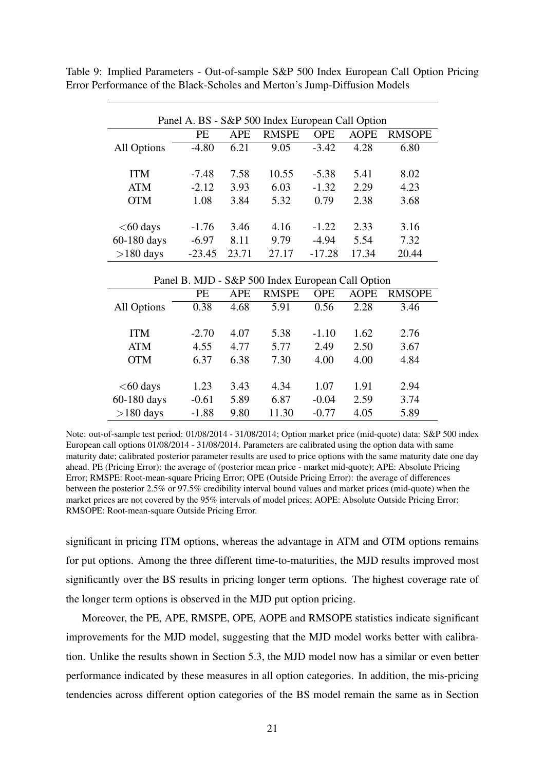Table 9: Implied Parameters - Out-of-sample S&P 500 Index European Call Option Pricing Error Performance of the Black-Scholes and Merton's Jump-Diffusion Models

| Panel A. BS - S&P 500 Index European Call Option | | | | | | |
|---|---|---|---|---|---|---|
| | PE | APE | RMSPE | OPE | AOPE | RMSOPE |
| All Options | -4.80 | 6.21 | 9.05 | -3.42 | 4.28 | 6.80 |
| ITM | -7.48 | 7.58 | 10.55 | -5.38 | 5.41 | 8.02 |
| ATM | -2.12 | 3.93 | 6.03 | -1.32 | 2.29 | 4.23 |
| OTM | 1.08 | 3.84 | 5.32 | 0.79 | 2.38 | 3.68 |
| <60 days | -1.76 | 3.46 | 4.16 | -1.22 | 2.33 | 3.16 |
| 60-180 days | -6.97 | 8.11 | 9.79 | -4.94 | 5.54 | 7.32 |
| >180 days | -23.45 | 23.71 | 27.17 | -17.28 | 17.34 | 20.44 |

| Panel B. MJD - S&P 500 Index European Call Option | | | | | | |
|---|---|---|---|---|---|---|
| | PE | APE | RMSPE | OPE | AOPE | RMSOPE |
| All Options | 0.38 | 4.68 | 5.91 | 0.56 | 2.28 | 3.46 |
| ITM | -2.70 | 4.07 | 5.38 | -1.10 | 1.62 | 2.76 |
| ATM | 4.55 | 4.77 | 5.77 | 2.49 | 2.50 | 3.67 |
| OTM | 6.37 | 6.38 | 7.30 | 4.00 | 4.00 | 4.84 |
| <60 days | 1.23 | 3.43 | 4.34 | 1.07 | 1.91 | 2.94 |
| 60-180 days | -0.61 | 5.89 | 6.87 | -0.04 | 2.59 | 3.74 |
| >180 days | -1.88 | 9.80 | 11.30 | -0.77 | 4.05 | 5.89 |

Note: out-of-sample test period: 01/08/2014 - 31/08/2014; Option market price (mid-quote) data: S&P 500 index European call options 01/08/2014 - 31/08/2014. Parameters are calibrated using the option data with same maturity date; calibrated posterior parameter results are used to price options with the same maturity date one day ahead. PE (Pricing Error): the average of (posterior mean price - market mid-quote); APE: Absolute Pricing Error; RMSPE: Root-mean-square Pricing Error; OPE (Outside Pricing Error): the average of differences between the posterior 2.5% or 97.5% credibility interval bound values and market prices (mid-quote) when the market prices are not covered by the 95% intervals of model prices; AOPE: Absolute Outside Pricing Error; RMSOPE: Root-mean-square Outside Pricing Error.

significant in pricing ITM options, whereas the advantage in ATM and OTM options remains for put options. Among the three different time-to-maturities, the MJD results improved most significantly over the BS results in pricing longer term options. The highest coverage rate of the longer term options is observed in the MJD put option pricing.

Moreover, the PE, APE, RMSPE, OPE, AOPE and RMSOPE statistics indicate significant improvements for the MJD model, suggesting that the MJD model works better with calibration. Unlike the results shown in Section 5.3, the MJD model now has a similar or even better performance indicated by these measures in all option categories. In addition, the mis-pricing tendencies across different option categories of the BS model remain the same as in Section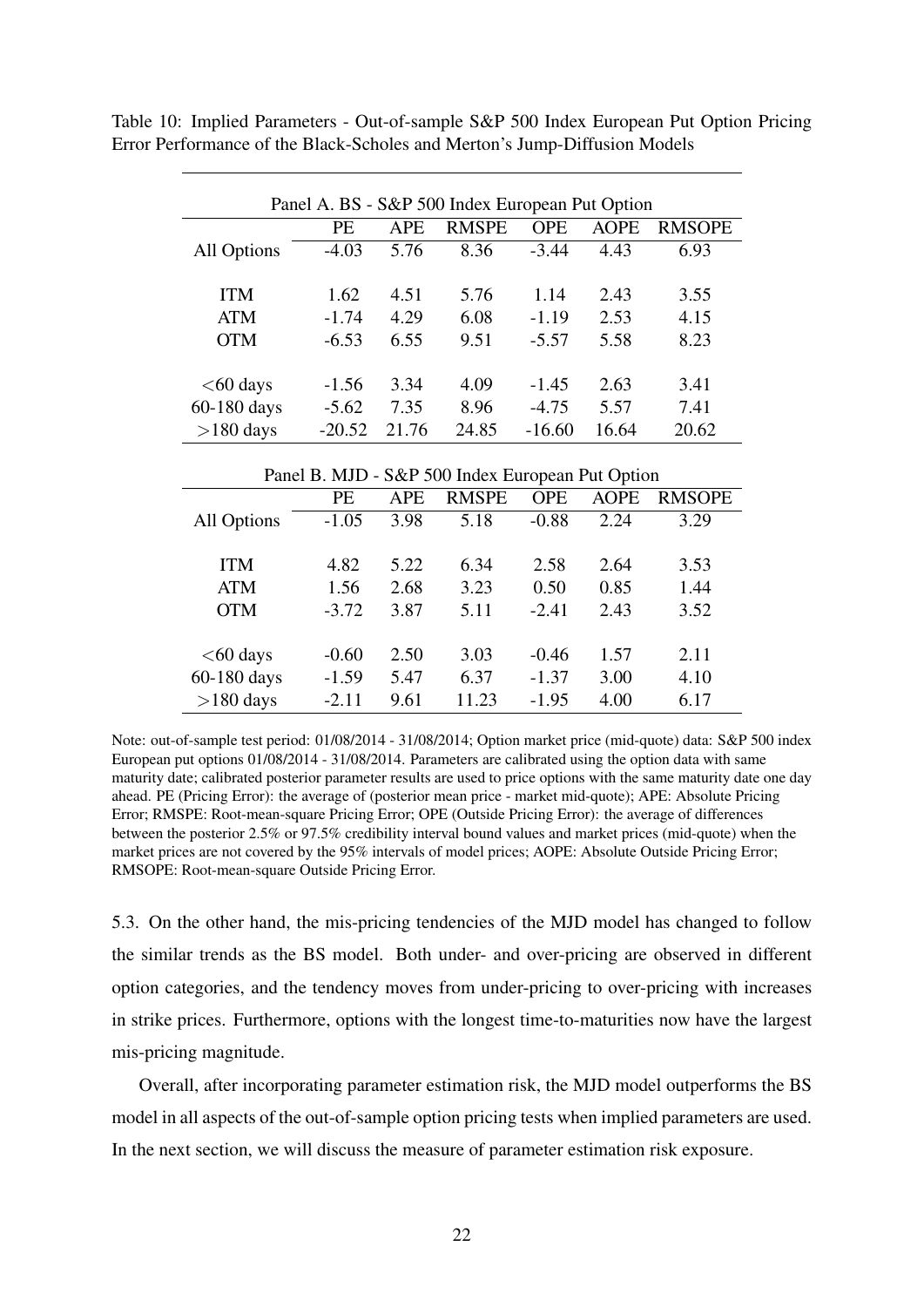Table 10: Implied Parameters - Out-of-sample S&P 500 Index European Put Option Pricing Error Performance of the Black-Scholes and Merton's Jump-Diffusion Models

| Panel A. BS - S&P 500 Index European Put Option | | | | | | |
|---|---|---|---|---|---|---|
| | PE | APE | RMSPE | OPE | AOPE | RMSOPE |
| All Options | -4.03 | 5.76 | 8.36 | -3.44 | 4.43 | 6.93 |
| ITM | 1.62 | 4.51 | 5.76 | 1.14 | 2.43 | 3.55 |
| ATM | -1.74 | 4.29 | 6.08 | -1.19 | 2.53 | 4.15 |
| OTM | -6.53 | 6.55 | 9.51 | -5.57 | 5.58 | 8.23 |
| <60 days | -1.56 | 3.34 | 4.09 | -1.45 | 2.63 | 3.41 |
| 60-180 days | -5.62 | 7.35 | 8.96 | -4.75 | 5.57 | 7.41 |
| >180 days | -20.52 | 21.76 | 24.85 | -16.60 | 16.64 | 20.62 |

| Panel B. MJD - S&P 500 Index European Put Option | | | | | | |
|---|---|---|---|---|---|---|
| | PE | APE | RMSPE | OPE | AOPE | RMSOPE |
| All Options | -1.05 | 3.98 | 5.18 | -0.88 | 2.24 | 3.29 |
| ITM | 4.82 | 5.22 | 6.34 | 2.58 | 2.64 | 3.53 |
| ATM | 1.56 | 2.68 | 3.23 | 0.50 | 0.85 | 1.44 |
| OTM | -3.72 | 3.87 | 5.11 | -2.41 | 2.43 | 3.52 |
| <60 days | -0.60 | 2.50 | 3.03 | -0.46 | 1.57 | 2.11 |
| 60-180 days | -1.59 | 5.47 | 6.37 | -1.37 | 3.00 | 4.10 |
| >180 days | -2.11 | 9.61 | 11.23 | -1.95 | 4.00 | 6.17 |

Note: out-of-sample test period: 01/08/2014 - 31/08/2014; Option market price (mid-quote) data: S&P 500 index European put options 01/08/2014 - 31/08/2014. Parameters are calibrated using the option data with same maturity date; calibrated posterior parameter results are used to price options with the same maturity date one day ahead. PE (Pricing Error): the average of (posterior mean price - market mid-quote); APE: Absolute Pricing Error; RMSPE: Root-mean-square Pricing Error; OPE (Outside Pricing Error): the average of differences between the posterior 2.5% or 97.5% credibility interval bound values and market prices (mid-quote) when the market prices are not covered by the 95% intervals of model prices; AOPE: Absolute Outside Pricing Error; RMSOPE: Root-mean-square Outside Pricing Error.

5.3. On the other hand, the mis-pricing tendencies of the MJD model has changed to follow the similar trends as the BS model. Both under- and over-pricing are observed in different option categories, and the tendency moves from under-pricing to over-pricing with increases in strike prices. Furthermore, options with the longest time-to-maturities now have the largest mis-pricing magnitude.

Overall, after incorporating parameter estimation risk, the MJD model outperforms the BS model in all aspects of the out-of-sample option pricing tests when implied parameters are used. In the next section, we will discuss the measure of parameter estimation risk exposure.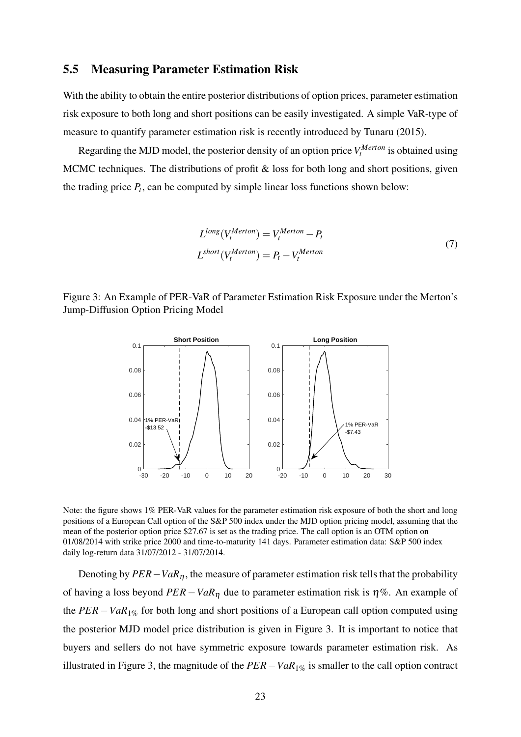## 5.5 Measuring Parameter Estimation Risk

With the ability to obtain the entire posterior distributions of option prices, parameter estimation risk exposure to both long and short positions can be easily investigated. A simple VaR-type of measure to quantify parameter estimation risk is recently introduced by Tunaru (2015).

Regarding the MJD model, the posterior density of an option price $V_t^{Merton}$ is obtained using MCMC techniques. The distributions of profit & loss for both long and short positions, given the trading price $P_t$, can be computed by simple linear loss functions shown below:

$$
\begin{aligned}
L^{long}(V_t^{Merton}) &= V_t^{Merton} - P_t \\
L^{short}(V_t^{Merton}) &= P_t - V_t^{Merton}
\end{aligned}
\tag{7}
$$

Figure 3: An Example of PER-VaR of Parameter Estimation Risk Exposure under the Merton's Jump-Diffusion Option Pricing Model

Note: the figure shows 1% PER-VaR values for the parameter estimation risk exposure of both the short and long positions of a European Call option of the S&P 500 index under the MJD option pricing model, assuming that the mean of the posterior option price \$27.67 is set as the trading price. The call option is an OTM option on 01/08/2014 with strike price 2000 and time-to-maturity 141 days. Parameter estimation data: S&P 500 index daily log-return data 31/07/2012 - 31/07/2014.

Denoting by $PER - VaR_\eta$, the measure of parameter estimation risk tells that the probability of having a loss beyond $PER - VaR_\eta$ due to parameter estimation risk is $\eta\%$. An example of the $PER - VaR_{1\%}$ for both long and short positions of a European call option computed using the posterior MJD model price distribution is given in Figure 3. It is important to notice that buyers and sellers do not have symmetric exposure towards parameter estimation risk. As illustrated in Figure 3, the magnitude of the $PER - VaR_{1\%}$ is smaller to the call option contract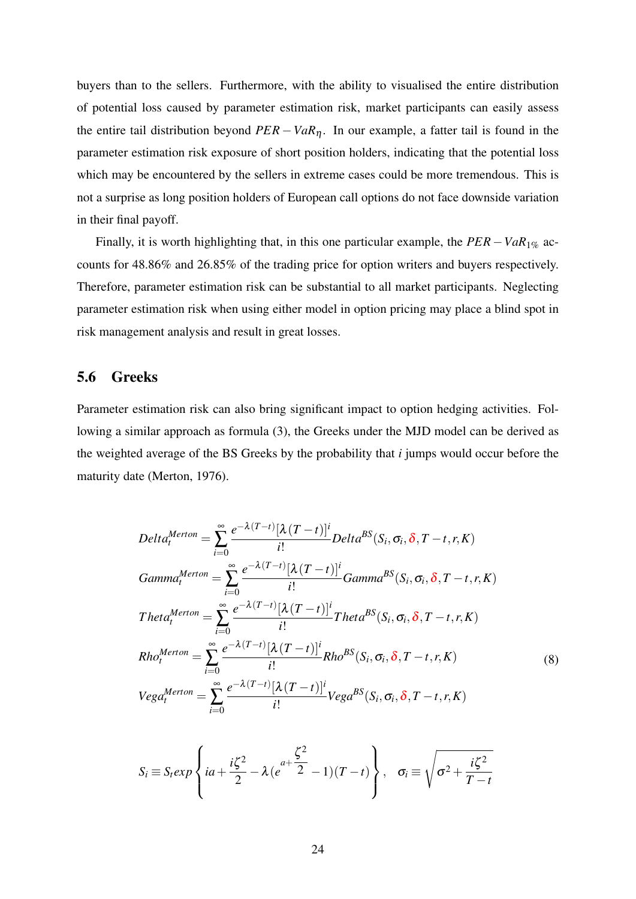buyers than to the sellers. Furthermore, with the ability to visualised the entire distribution of potential loss caused by parameter estimation risk, market participants can easily assess the entire tail distribution beyond $PER-VaR_{\eta}$. In our example, a fatter tail is found in the parameter estimation risk exposure of short position holders, indicating that the potential loss which may be encountered by the sellers in extreme cases could be more tremendous. This is not a surprise as long position holders of European call options do not face downside variation in their final payoff.

Finally, it is worth highlighting that, in this one particular example, the $PER-VaR_{1\%}$ accounts for 48.86% and 26.85% of the trading price for option writers and buyers respectively. Therefore, parameter estimation risk can be substantial to all market participants. Neglecting parameter estimation risk when using either model in option pricing may place a blind spot in risk management analysis and result in great losses.

## 5.6 Greeks

Parameter estimation risk can also bring significant impact to option hedging activities. Following a similar approach as formula (3), the Greeks under the MJD model can be derived as the weighted average of the BS Greeks by the probability that $i$ jumps would occur before the maturity date (Merton, 1976).

$$
\begin{aligned}
Delta_t^{Merton} &= \sum_{i=0}^{\infty} \frac{e^{-\lambda(T-t)}[\lambda(T-t)]^i}{i!} Delta^{BS}(S_i, \sigma_i, \delta, T-t, r, K) \\
Gamma_t^{Merton} &= \sum_{i=0}^{\infty} \frac{e^{-\lambda(T-t)}[\lambda(T-t)]^i}{i!} Gamma^{BS}(S_i, \sigma_i, \delta, T-t, r, K) \\
Theta_t^{Merton} &= \sum_{i=0}^{\infty} \frac{e^{-\lambda(T-t)}[\lambda(T-t)]^i}{i!} Theta^{BS}(S_i, \sigma_i, \delta, T-t, r, K) \\
Rho_t^{Merton} &= \sum_{i=0}^{\infty} \frac{e^{-\lambda(T-t)}[\lambda(T-t)]^i}{i!} Rho^{BS}(S_i, \sigma_i, \delta, T-t, r, K) \\
Vega_t^{Merton} &= \sum_{i=0}^{\infty} \frac{e^{-\lambda(T-t)}[\lambda(T-t)]^i}{i!} Vega^{BS}(S_i, \sigma_i, \delta, T-t, r, K)
\end{aligned}
\tag{8}
$$

$$
S_i \equiv S_t exp\left\{ ia + \frac{i\zeta^2}{2} - \lambda(e^{a+\frac{\zeta^2}{2}} - 1)(T-t) \right\}, \quad \sigma_i \equiv \sqrt{\sigma^2 + \frac{i\zeta^2}{T-t}}
$$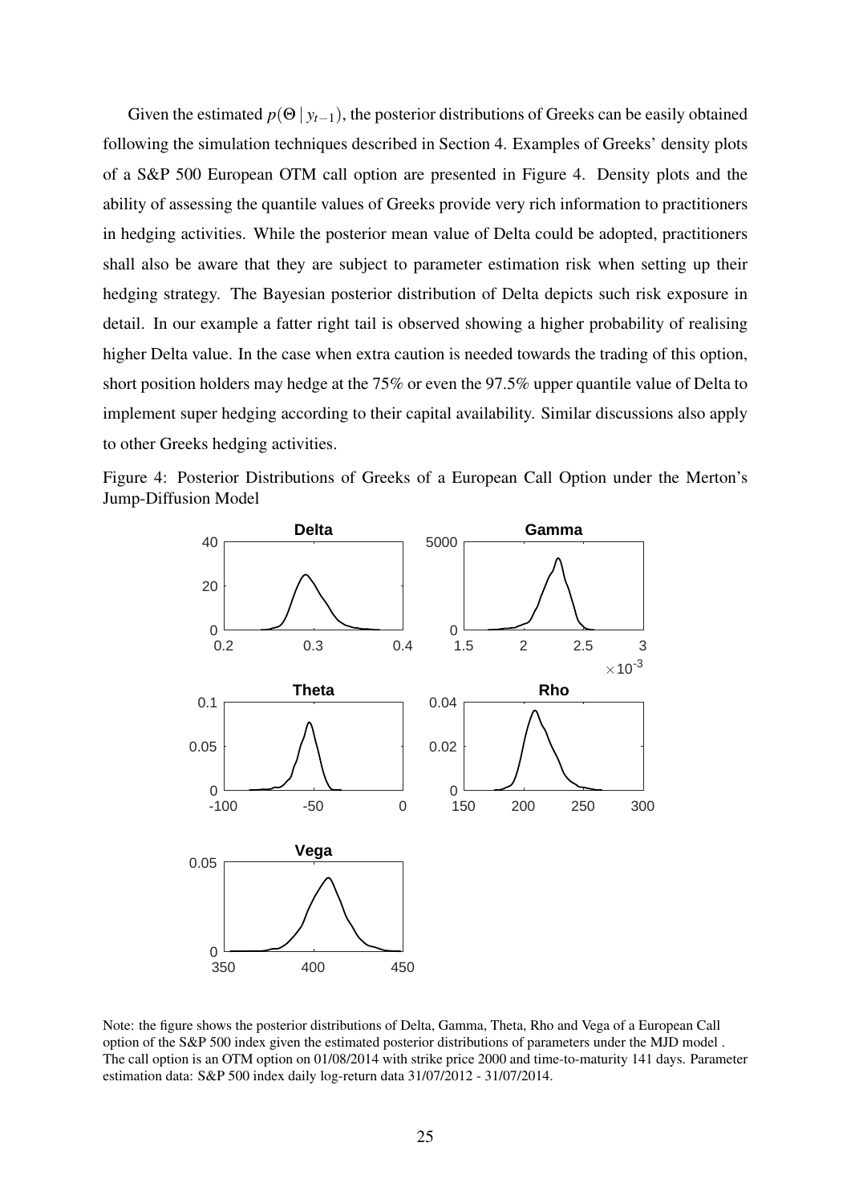Given the estimated $p(\Theta \mid y_{t-1})$, the posterior distributions of Greeks can be easily obtained following the simulation techniques described in Section 4. Examples of Greeks' density plots of a S&P 500 European OTM call option are presented in Figure 4. Density plots and the ability of assessing the quantile values of Greeks provide very rich information to practitioners in hedging activities. While the posterior mean value of Delta could be adopted, practitioners shall also be aware that they are subject to parameter estimation risk when setting up their hedging strategy. The Bayesian posterior distribution of Delta depicts such risk exposure in detail. In our example a fatter right tail is observed showing a higher probability of realising higher Delta value. In the case when extra caution is needed towards the trading of this option, short position holders may hedge at the 75% or even the 97.5% upper quantile value of Delta to implement super hedging according to their capital availability. Similar discussions also apply to other Greeks hedging activities.

Figure 4: Posterior Distributions of Greeks of a European Call Option under the Merton's Jump-Diffusion Model

Note: the figure shows the posterior distributions of Delta, Gamma, Theta, Rho and Vega of a European Call option of the S&P 500 index given the estimated posterior distributions of parameters under the MJD model . The call option is an OTM option on 01/08/2014 with strike price 2000 and time-to-maturity 141 days. Parameter estimation data: S&P 500 index daily log-return data 31/07/2012 - 31/07/2014.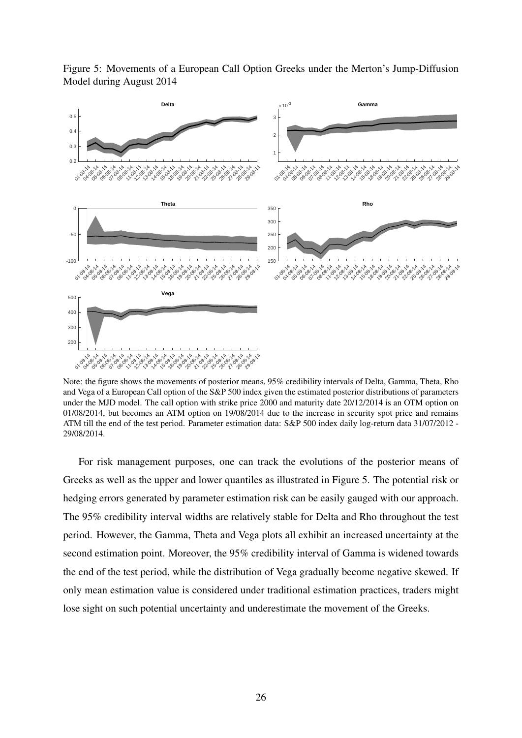Figure 5: Movements of a European Call Option Greeks under the Merton's Jump-Diffusion Model during August 2014

Note: the figure shows the movements of posterior means, 95% credibility intervals of Delta, Gamma, Theta, Rho and Vega of a European Call option of the S&P 500 index given the estimated posterior distributions of parameters under the MJD model. The call option with strike price 2000 and maturity date 20/12/2014 is an OTM option on 01/08/2014, but becomes an ATM option on 19/08/2014 due to the increase in security spot price and remains ATM till the end of the test period. Parameter estimation data: S&P 500 index daily log-return data 31/07/2012 - 29/08/2014.

For risk management purposes, one can track the evolutions of the posterior means of Greeks as well as the upper and lower quantiles as illustrated in Figure 5. The potential risk or hedging errors generated by parameter estimation risk can be easily gauged with our approach. The 95% credibility interval widths are relatively stable for Delta and Rho throughout the test period. However, the Gamma, Theta and Vega plots all exhibit an increased uncertainty at the second estimation point. Moreover, the 95% credibility interval of Gamma is widened towards the end of the test period, while the distribution of Vega gradually become negative skewed. If only mean estimation value is considered under traditional estimation practices, traders might lose sight on such potential uncertainty and underestimate the movement of the Greeks.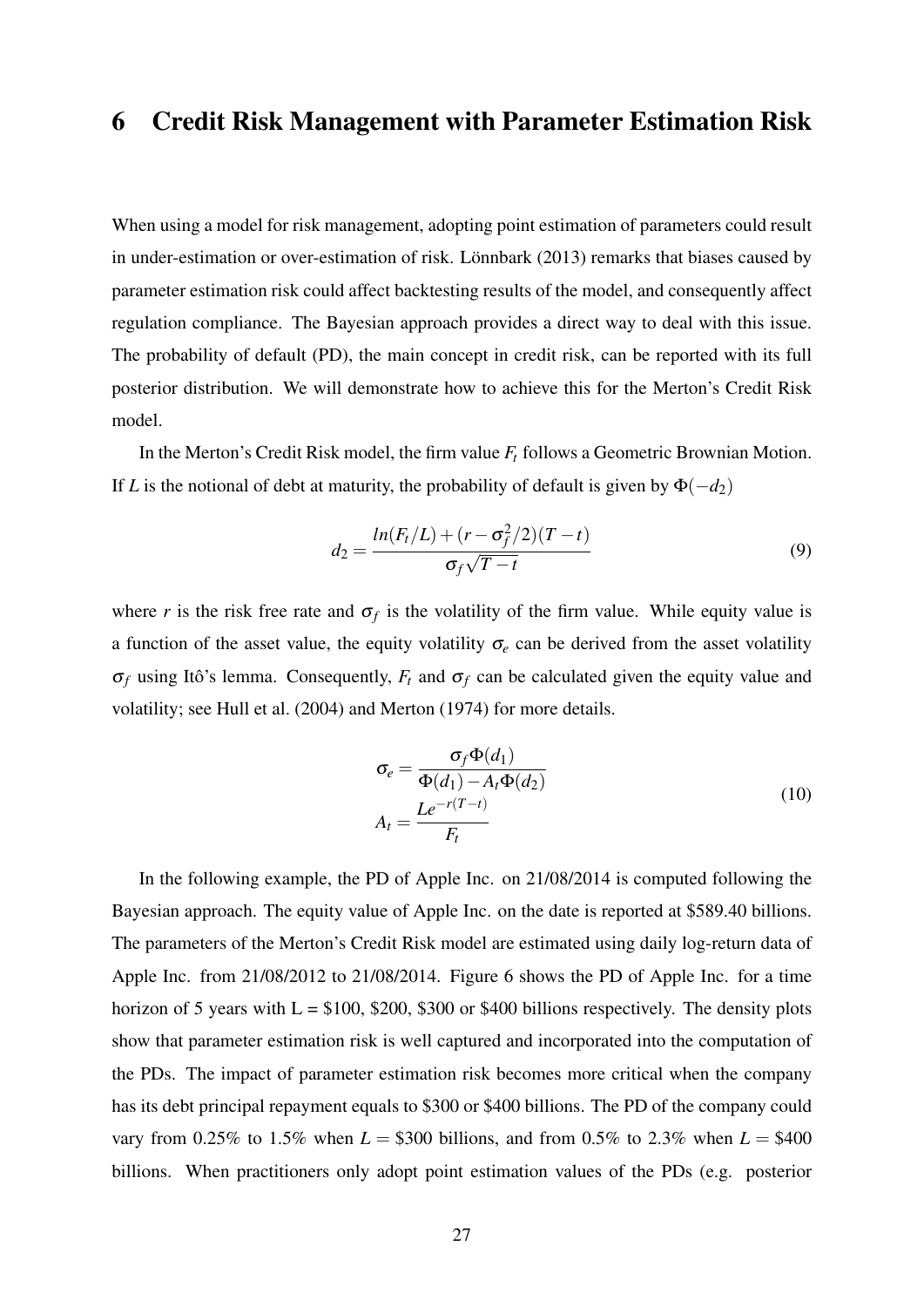# 6 Credit Risk Management with Parameter Estimation Risk

When using a model for risk management, adopting point estimation of parameters could result in under-estimation or over-estimation of risk. Lönnbark (2013) remarks that biases caused by parameter estimation risk could affect backtesting results of the model, and consequently affect regulation compliance. The Bayesian approach provides a direct way to deal with this issue. The probability of default (PD), the main concept in credit risk, can be reported with its full posterior distribution. We will demonstrate how to achieve this for the Merton's Credit Risk model.

In the Merton's Credit Risk model, the firm value $F_t$ follows a Geometric Brownian Motion. If $L$ is the notional of debt at maturity, the probability of default is given by $\Phi(-d_2)$

$$d_2 = \frac{ln(F_t/L) + (r - \sigma_f^2/2)(T-t)}{\sigma_f \sqrt{T-t}} \tag{9}$$

where $r$ is the risk free rate and $\sigma_f$ is the volatility of the firm value. While equity value is a function of the asset value, the equity volatility $\sigma_e$ can be derived from the asset volatility $\sigma_f$ using Itô's lemma. Consequently, $F_t$ and $\sigma_f$ can be calculated given the equity value and volatility; see Hull et al. (2004) and Merton (1974) for more details.

$$\begin{aligned} \sigma_e &= \frac{\sigma_f \Phi(d_1)}{\Phi(d_1) - A_t \Phi(d_2)} \\ A_t &= \frac{L e^{-r(T-t)}}{F_t} \end{aligned} \tag{10}$$

In the following example, the PD of Apple Inc. on 21/08/2014 is computed following the Bayesian approach. The equity value of Apple Inc. on the date is reported at \$589.40 billions. The parameters of the Merton's Credit Risk model are estimated using daily log-return data of Apple Inc. from 21/08/2012 to 21/08/2014. Figure 6 shows the PD of Apple Inc. for a time horizon of 5 years with L = \$100, \$200, \$300 or \$400 billions respectively. The density plots show that parameter estimation risk is well captured and incorporated into the computation of the PDs. The impact of parameter estimation risk becomes more critical when the company has its debt principal repayment equals to \$300 or \$400 billions. The PD of the company could vary from 0.25% to 1.5% when $L =$ \$300 billions, and from 0.5% to 2.3% when $L =$ \$400 billions. When practitioners only adopt point estimation values of the PDs (e.g. posterior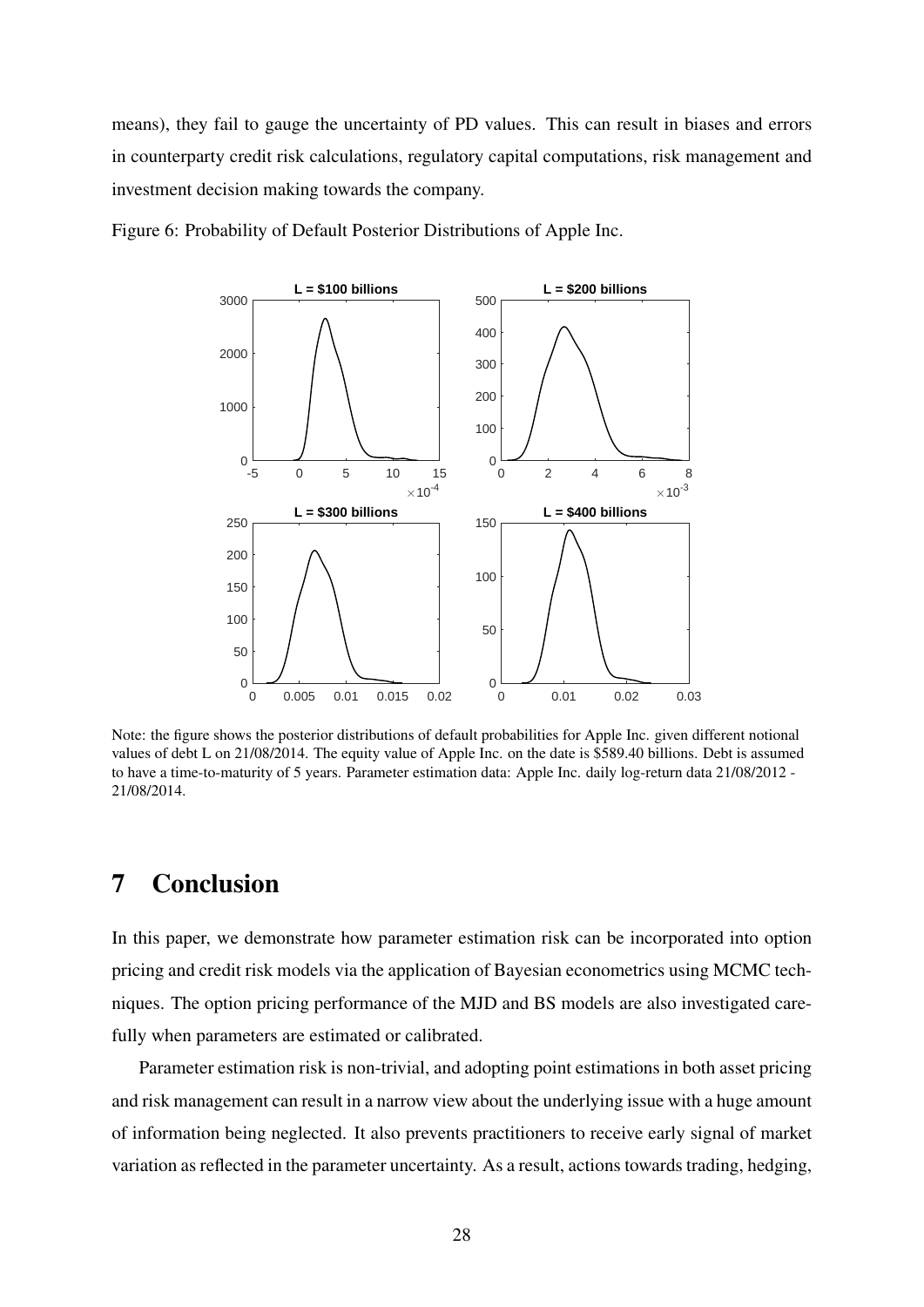means), they fail to gauge the uncertainty of PD values. This can result in biases and errors in counterparty credit risk calculations, regulatory capital computations, risk management and investment decision making towards the company.

Figure 6: Probability of Default Posterior Distributions of Apple Inc.

Note: the figure shows the posterior distributions of default probabilities for Apple Inc. given different notional values of debt L on 21/08/2014. The equity value of Apple Inc. on the date is \$589.40 billions. Debt is assumed to have a time-to-maturity of 5 years. Parameter estimation data: Apple Inc. daily log-return data 21/08/2012 - 21/08/2014.

# 7 Conclusion

In this paper, we demonstrate how parameter estimation risk can be incorporated into option pricing and credit risk models via the application of Bayesian econometrics using MCMC techniques. The option pricing performance of the MJD and BS models are also investigated carefully when parameters are estimated or calibrated.

Parameter estimation risk is non-trivial, and adopting point estimations in both asset pricing and risk management can result in a narrow view about the underlying issue with a huge amount of information being neglected. It also prevents practitioners to receive early signal of market variation as reflected in the parameter uncertainty. As a result, actions towards trading, hedging,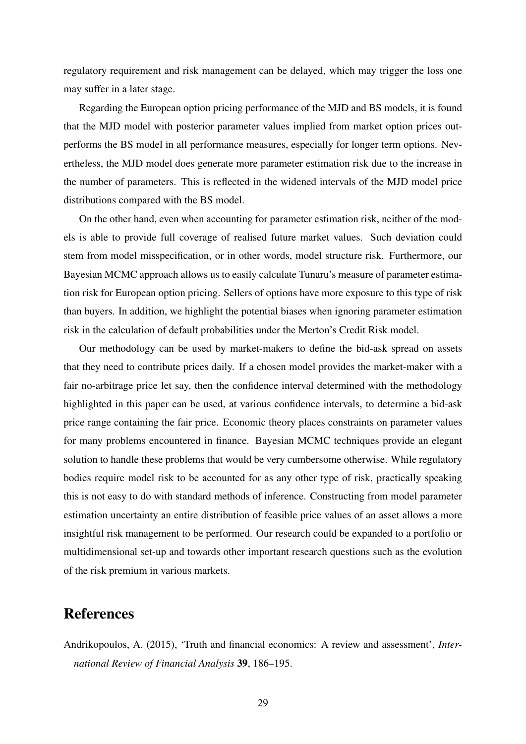regulatory requirement and risk management can be delayed, which may trigger the loss one may suffer in a later stage.

Regarding the European option pricing performance of the MJD and BS models, it is found that the MJD model with posterior parameter values implied from market option prices outperforms the BS model in all performance measures, especially for longer term options. Nevertheless, the MJD model does generate more parameter estimation risk due to the increase in the number of parameters. This is reflected in the widened intervals of the MJD model price distributions compared with the BS model.

On the other hand, even when accounting for parameter estimation risk, neither of the models is able to provide full coverage of realised future market values. Such deviation could stem from model misspecification, or in other words, model structure risk. Furthermore, our Bayesian MCMC approach allows us to easily calculate Tunaru's measure of parameter estimation risk for European option pricing. Sellers of options have more exposure to this type of risk than buyers. In addition, we highlight the potential biases when ignoring parameter estimation risk in the calculation of default probabilities under the Merton's Credit Risk model.

Our methodology can be used by market-makers to define the bid-ask spread on assets that they need to contribute prices daily. If a chosen model provides the market-maker with a fair no-arbitrage price let say, then the confidence interval determined with the methodology highlighted in this paper can be used, at various confidence intervals, to determine a bid-ask price range containing the fair price. Economic theory places constraints on parameter values for many problems encountered in finance. Bayesian MCMC techniques provide an elegant solution to handle these problems that would be very cumbersome otherwise. While regulatory bodies require model risk to be accounted for as any other type of risk, practically speaking this is not easy to do with standard methods of inference. Constructing from model parameter estimation uncertainty an entire distribution of feasible price values of an asset allows a more insightful risk management to be performed. Our research could be expanded to a portfolio or multidimensional set-up and towards other important research questions such as the evolution of the risk premium in various markets.

# References

Andrikopoulos, A. (2015), 'Truth and financial economics: A review and assessment', *International Review of Financial Analysis* **39**, 186–195.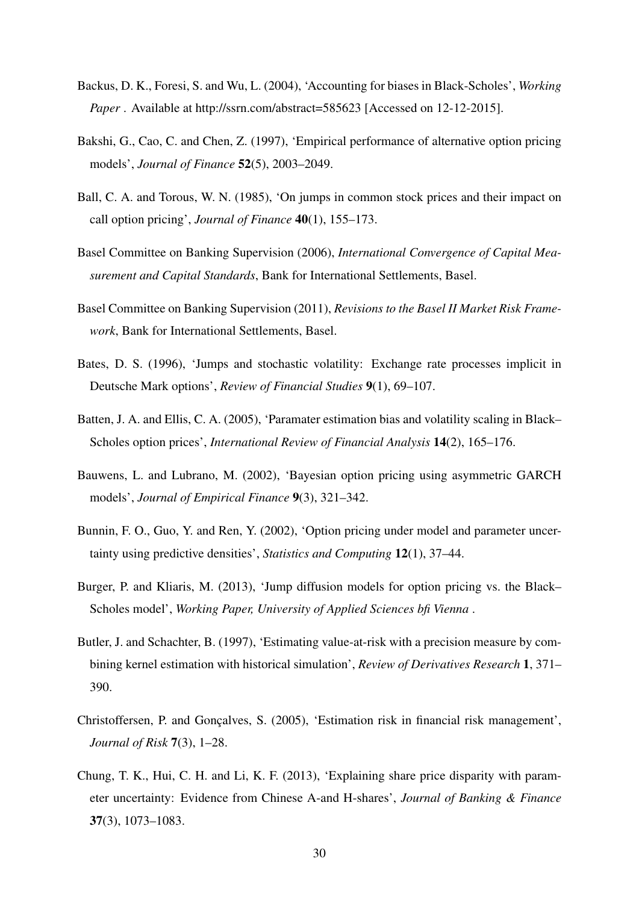Backus, D. K., Foresi, S. and Wu, L. (2004), 'Accounting for biases in Black-Scholes', *Working Paper* . Available at http://ssrn.com/abstract=585623 [Accessed on 12-12-2015].

Bakshi, G., Cao, C. and Chen, Z. (1997), 'Empirical performance of alternative option pricing models', *Journal of Finance* **52**(5), 2003–2049.

Ball, C. A. and Torous, W. N. (1985), 'On jumps in common stock prices and their impact on call option pricing', *Journal of Finance* **40**(1), 155–173.

Basel Committee on Banking Supervision (2006), *International Convergence of Capital Measurement and Capital Standards*, Bank for International Settlements, Basel.

Basel Committee on Banking Supervision (2011), *Revisions to the Basel II Market Risk Framework*, Bank for International Settlements, Basel.

Bates, D. S. (1996), 'Jumps and stochastic volatility: Exchange rate processes implicit in Deutsche Mark options', *Review of Financial Studies* **9**(1), 69–107.

Batten, J. A. and Ellis, C. A. (2005), 'Paramater estimation bias and volatility scaling in Black–Scholes option prices', *International Review of Financial Analysis* **14**(2), 165–176.

Bauwens, L. and Lubrano, M. (2002), 'Bayesian option pricing using asymmetric GARCH models', *Journal of Empirical Finance* **9**(3), 321–342.

Bunnin, F. O., Guo, Y. and Ren, Y. (2002), 'Option pricing under model and parameter uncertainty using predictive densities', *Statistics and Computing* **12**(1), 37–44.

Burger, P. and Kliaris, M. (2013), 'Jump diffusion models for option pricing vs. the Black–Scholes model', *Working Paper, University of Applied Sciences bfi Vienna* .

Butler, J. and Schachter, B. (1997), 'Estimating value-at-risk with a precision measure by combining kernel estimation with historical simulation', *Review of Derivatives Research* **1**, 371–390.

Christoffersen, P. and Gonçalves, S. (2005), 'Estimation risk in financial risk management', *Journal of Risk* **7**(3), 1–28.

Chung, T. K., Hui, C. H. and Li, K. F. (2013), 'Explaining share price disparity with parameter uncertainty: Evidence from Chinese A-and H-shares', *Journal of Banking & Finance* **37**(3), 1073–1083.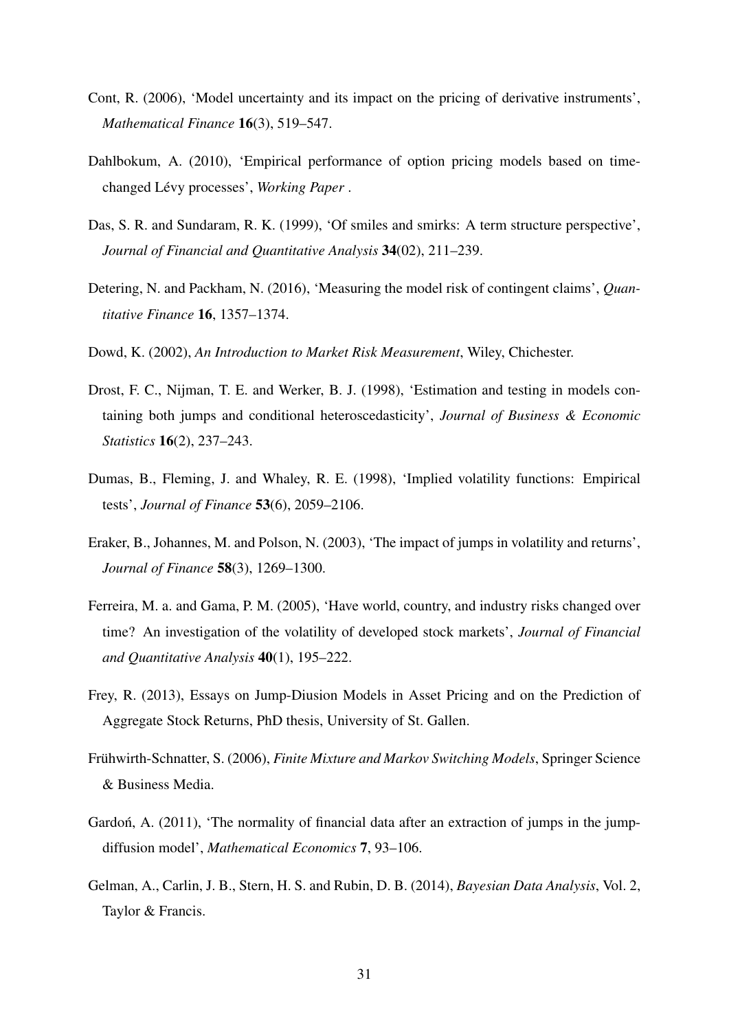Cont, R. (2006), 'Model uncertainty and its impact on the pricing of derivative instruments', *Mathematical Finance* **16**(3), 519–547.

Dahlbokum, A. (2010), 'Empirical performance of option pricing models based on time-changed Lévy processes', *Working Paper* .

Das, S. R. and Sundaram, R. K. (1999), 'Of smiles and smirks: A term structure perspective', *Journal of Financial and Quantitative Analysis* **34**(02), 211–239.

Detering, N. and Packham, N. (2016), 'Measuring the model risk of contingent claims', *Quantitative Finance* **16**, 1357–1374.

Dowd, K. (2002), *An Introduction to Market Risk Measurement*, Wiley, Chichester.

Drost, F. C., Nijman, T. E. and Werker, B. J. (1998), 'Estimation and testing in models containing both jumps and conditional heteroscedasticity', *Journal of Business & Economic Statistics* **16**(2), 237–243.

Dumas, B., Fleming, J. and Whaley, R. E. (1998), 'Implied volatility functions: Empirical tests', *Journal of Finance* **53**(6), 2059–2106.

Eraker, B., Johannes, M. and Polson, N. (2003), 'The impact of jumps in volatility and returns', *Journal of Finance* **58**(3), 1269–1300.

Ferreira, M. a. and Gama, P. M. (2005), 'Have world, country, and industry risks changed over time? An investigation of the volatility of developed stock markets', *Journal of Financial and Quantitative Analysis* **40**(1), 195–222.

Frey, R. (2013), Essays on Jump-Diusion Models in Asset Pricing and on the Prediction of Aggregate Stock Returns, PhD thesis, University of St. Gallen.

Frühwirth-Schnatter, S. (2006), *Finite Mixture and Markov Switching Models*, Springer Science & Business Media.

Gardoń, A. (2011), 'The normality of financial data after an extraction of jumps in the jump-diffusion model', *Mathematical Economics* **7**, 93–106.

Gelman, A., Carlin, J. B., Stern, H. S. and Rubin, D. B. (2014), *Bayesian Data Analysis*, Vol. 2, Taylor & Francis.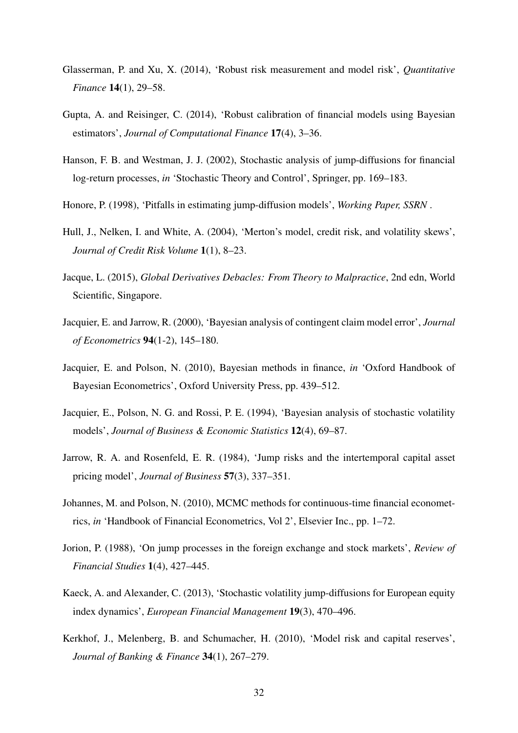Glasserman, P. and Xu, X. (2014), 'Robust risk measurement and model risk', *Quantitative Finance* **14**(1), 29–58.

Gupta, A. and Reisinger, C. (2014), 'Robust calibration of financial models using Bayesian estimators', *Journal of Computational Finance* **17**(4), 3–36.

Hanson, F. B. and Westman, J. J. (2002), Stochastic analysis of jump-diffusions for financial log-return processes, *in* 'Stochastic Theory and Control', Springer, pp. 169–183.

Honore, P. (1998), 'Pitfalls in estimating jump-diffusion models', *Working Paper, SSRN* .

Hull, J., Nelken, I. and White, A. (2004), 'Merton's model, credit risk, and volatility skews', *Journal of Credit Risk Volume* **1**(1), 8–23.

Jacque, L. (2015), *Global Derivatives Debacles: From Theory to Malpractice*, 2nd edn, World Scientific, Singapore.

Jacquier, E. and Jarrow, R. (2000), 'Bayesian analysis of contingent claim model error', *Journal of Econometrics* **94**(1-2), 145–180.

Jacquier, E. and Polson, N. (2010), Bayesian methods in finance, *in* 'Oxford Handbook of Bayesian Econometrics', Oxford University Press, pp. 439–512.

Jacquier, E., Polson, N. G. and Rossi, P. E. (1994), 'Bayesian analysis of stochastic volatility models', *Journal of Business & Economic Statistics* **12**(4), 69–87.

Jarrow, R. A. and Rosenfeld, E. R. (1984), 'Jump risks and the intertemporal capital asset pricing model', *Journal of Business* **57**(3), 337–351.

Johannes, M. and Polson, N. (2010), MCMC methods for continuous-time financial econometrics, *in* 'Handbook of Financial Econometrics, Vol 2', Elsevier Inc., pp. 1–72.

Jorion, P. (1988), 'On jump processes in the foreign exchange and stock markets', *Review of Financial Studies* **1**(4), 427–445.

Kaeck, A. and Alexander, C. (2013), 'Stochastic volatility jump-diffusions for European equity index dynamics', *European Financial Management* **19**(3), 470–496.

Kerkhof, J., Melenberg, B. and Schumacher, H. (2010), 'Model risk and capital reserves', *Journal of Banking & Finance* **34**(1), 267–279.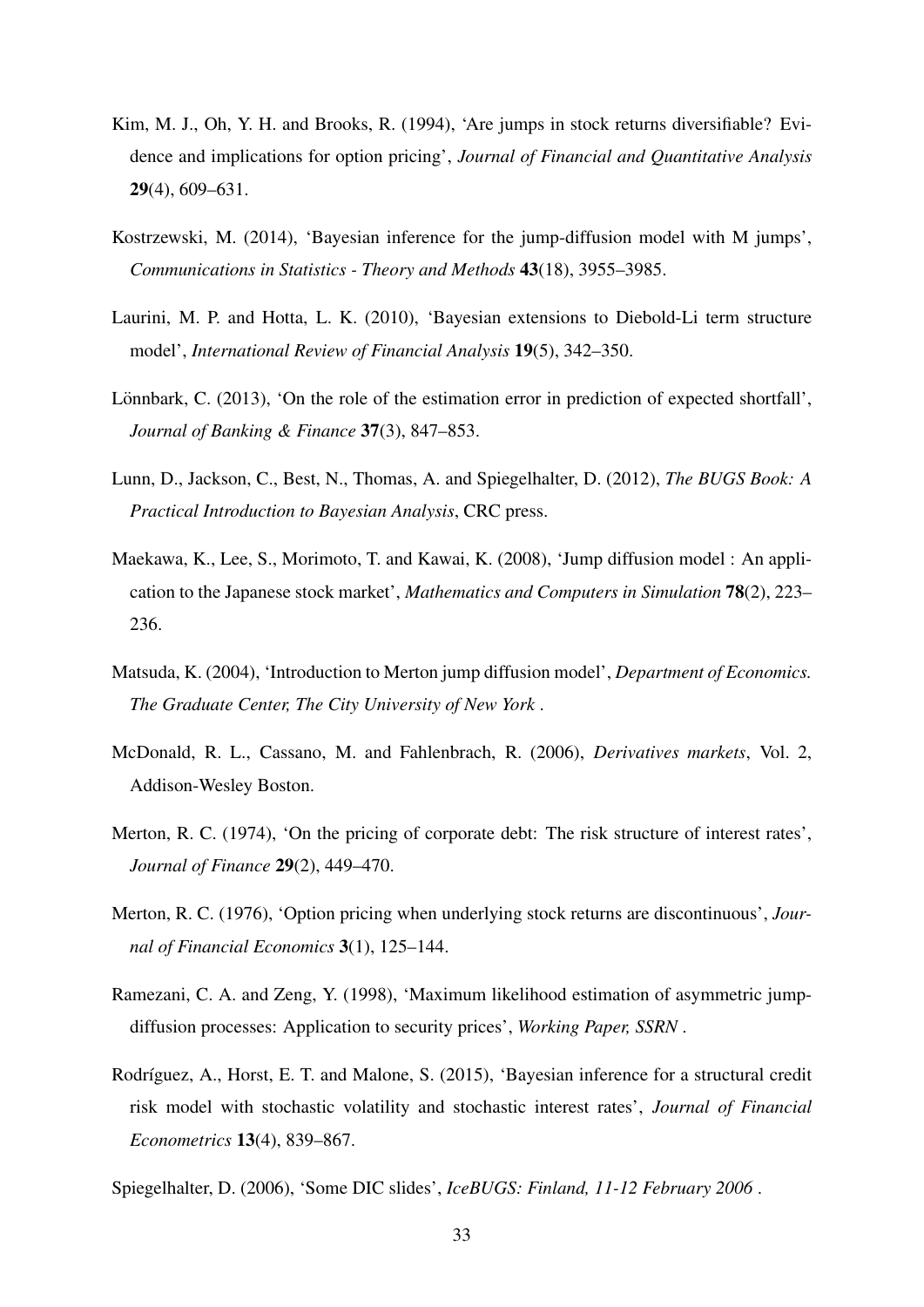Kim, M. J., Oh, Y. H. and Brooks, R. (1994), 'Are jumps in stock returns diversifiable? Evidence and implications for option pricing', *Journal of Financial and Quantitative Analysis* **29**(4), 609–631.

Kostrzewski, M. (2014), 'Bayesian inference for the jump-diffusion model with M jumps', *Communications in Statistics - Theory and Methods* **43**(18), 3955–3985.

Laurini, M. P. and Hotta, L. K. (2010), 'Bayesian extensions to Diebold-Li term structure model', *International Review of Financial Analysis* **19**(5), 342–350.

Lönnbark, C. (2013), 'On the role of the estimation error in prediction of expected shortfall', *Journal of Banking & Finance* **37**(3), 847–853.

Lunn, D., Jackson, C., Best, N., Thomas, A. and Spiegelhalter, D. (2012), *The BUGS Book: A Practical Introduction to Bayesian Analysis*, CRC press.

Maekawa, K., Lee, S., Morimoto, T. and Kawai, K. (2008), 'Jump diffusion model : An application to the Japanese stock market', *Mathematics and Computers in Simulation* **78**(2), 223–236.

Matsuda, K. (2004), 'Introduction to Merton jump diffusion model', *Department of Economics. The Graduate Center, The City University of New York* .

McDonald, R. L., Cassano, M. and Fahlenbrach, R. (2006), *Derivatives markets*, Vol. 2, Addison-Wesley Boston.

Merton, R. C. (1974), 'On the pricing of corporate debt: The risk structure of interest rates', *Journal of Finance* **29**(2), 449–470.

Merton, R. C. (1976), 'Option pricing when underlying stock returns are discontinuous', *Journal of Financial Economics* **3**(1), 125–144.

Ramezani, C. A. and Zeng, Y. (1998), 'Maximum likelihood estimation of asymmetric jump-diffusion processes: Application to security prices', *Working Paper, SSRN* .

Rodríguez, A., Horst, E. T. and Malone, S. (2015), 'Bayesian inference for a structural credit risk model with stochastic volatility and stochastic interest rates', *Journal of Financial Econometrics* **13**(4), 839–867.

Spiegelhalter, D. (2006), 'Some DIC slides', *IceBUGS: Finland, 11-12 February 2006* .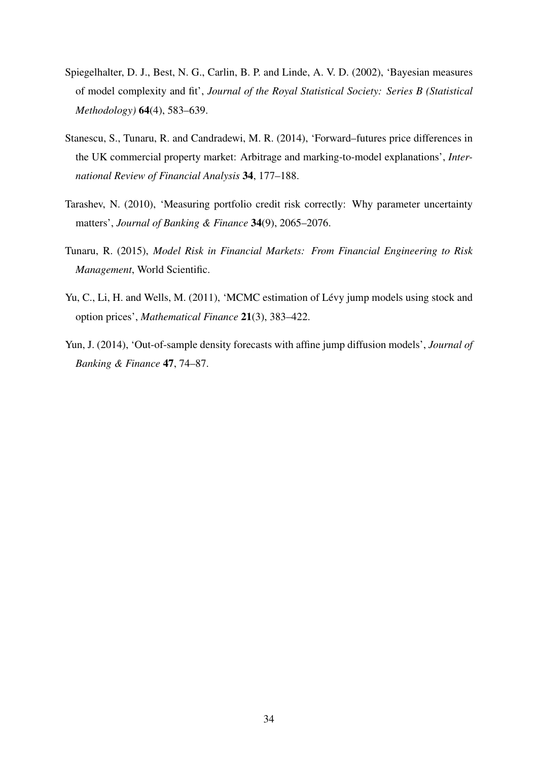Spiegelhalter, D. J., Best, N. G., Carlin, B. P. and Linde, A. V. D. (2002), 'Bayesian measures of model complexity and fit', *Journal of the Royal Statistical Society: Series B (Statistical Methodology)* **64**(4), 583–639.

Stanescu, S., Tunaru, R. and Candradewi, M. R. (2014), 'Forward–futures price differences in the UK commercial property market: Arbitrage and marking-to-model explanations', *International Review of Financial Analysis* **34**, 177–188.

Tarashev, N. (2010), 'Measuring portfolio credit risk correctly: Why parameter uncertainty matters', *Journal of Banking & Finance* **34**(9), 2065–2076.

Tunaru, R. (2015), *Model Risk in Financial Markets: From Financial Engineering to Risk Management*, World Scientific.

Yu, C., Li, H. and Wells, M. (2011), 'MCMC estimation of Lévy jump models using stock and option prices', *Mathematical Finance* **21**(3), 383–422.

Yun, J. (2014), 'Out-of-sample density forecasts with affine jump diffusion models', *Journal of Banking & Finance* **47**, 74–87.